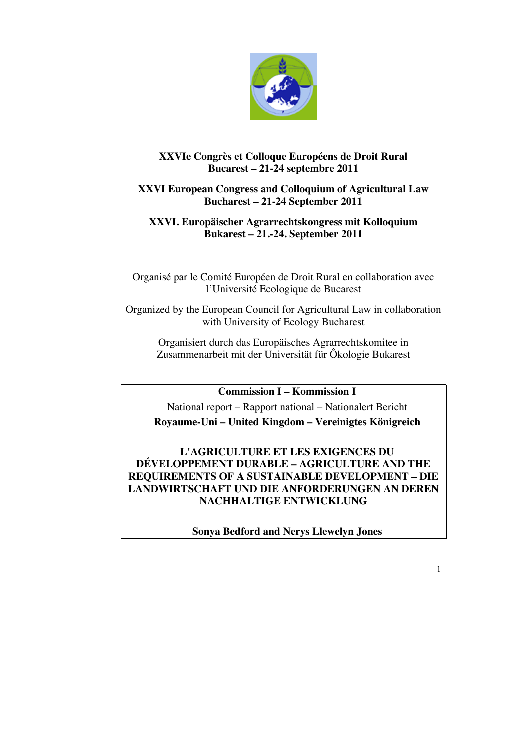**XXVIe Congrès et Colloque Européens de Droit Rural**
**Bucarest – 21-24 septembre 2011**

**XXVI European Congress and Colloquium of Agricultural Law**
**Bucharest – 21-24 September 2011**

**XXVI. Europäischer Agrarrechtskongress mit Kolloquium**
**Bukarest – 21.-24. September 2011**

Organisé par le Comité Européen de Droit Rural en collaboration avec l'Université Ecologique de Bucarest

Organized by the European Council for Agricultural Law in collaboration with University of Ecology Bucharest

Organisiert durch das Europäisches Agrarrechtskomitee in Zusammenarbeit mit der Universität für Ôkologie Bukarest

**Commission I – Kommission I**

National report – Rapport national – Nationalert Bericht

**Royaume-Uni – United Kingdom – Vereinigtes Königreich**

# L'AGRICULTURE ET LES EXIGENCES DU DÉVELOPPEMENT DURABLE – AGRICULTURE AND THE REQUIREMENTS OF A SUSTAINABLE DEVELOPMENT – DIE LANDWIRTSCHAFT UND DIE ANFORDERUNGEN AN DEREN NACHHALTIGE ENTWICKLUNG

**Sonya Bedford and Nerys Llewelyn Jones**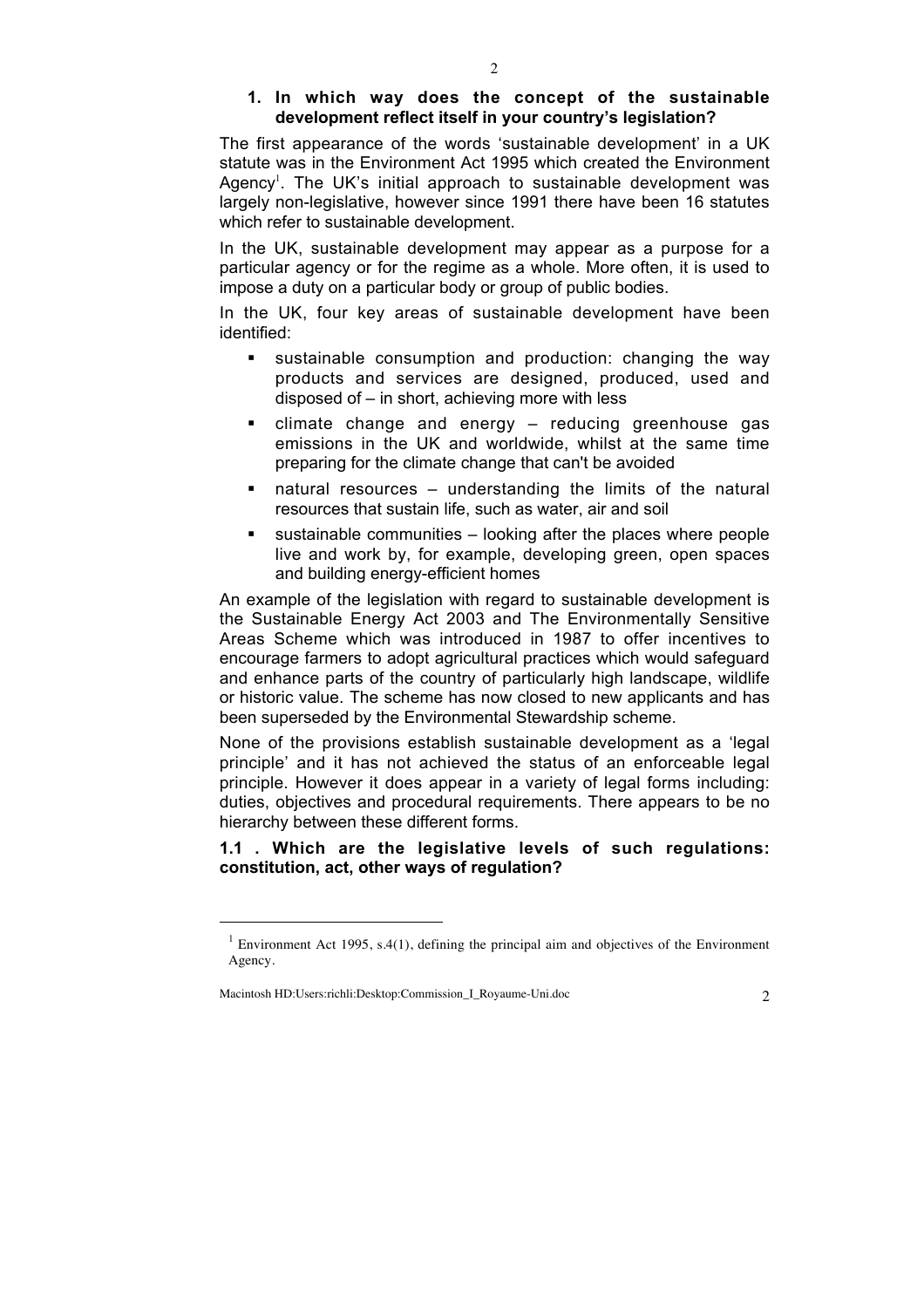## 1. In which way does the concept of the sustainable development reflect itself in your country's legislation?

The first appearance of the words 'sustainable development' in a UK statute was in the Environment Act 1995 which created the Environment Agency[1]. The UK's initial approach to sustainable development was largely non-legislative, however since 1991 there have been 16 statutes which refer to sustainable development.

In the UK, sustainable development may appear as a purpose for a particular agency or for the regime as a whole. More often, it is used to impose a duty on a particular body or group of public bodies.

In the UK, four key areas of sustainable development have been identified:

- sustainable consumption and production: changing the way products and services are designed, produced, used and disposed of – in short, achieving more with less
- climate change and energy – reducing greenhouse gas emissions in the UK and worldwide, whilst at the same time preparing for the climate change that can't be avoided
- natural resources – understanding the limits of the natural resources that sustain life, such as water, air and soil
- sustainable communities – looking after the places where people live and work by, for example, developing green, open spaces and building energy-efficient homes

An example of the legislation with regard to sustainable development is the Sustainable Energy Act 2003 and The Environmentally Sensitive Areas Scheme which was introduced in 1987 to offer incentives to encourage farmers to adopt agricultural practices which would safeguard and enhance parts of the country of particularly high landscape, wildlife or historic value. The scheme has now closed to new applicants and has been superseded by the Environmental Stewardship scheme.

None of the provisions establish sustainable development as a 'legal principle' and it has not achieved the status of an enforceable legal principle. However it does appear in a variety of legal forms including: duties, objectives and procedural requirements. There appears to be no hierarchy between these different forms.

### 1.1 . Which are the legislative levels of such regulations: constitution, act, other ways of regulation?

---

[1] Environment Act 1995, s.4(1), defining the principal aim and objectives of the Environment Agency.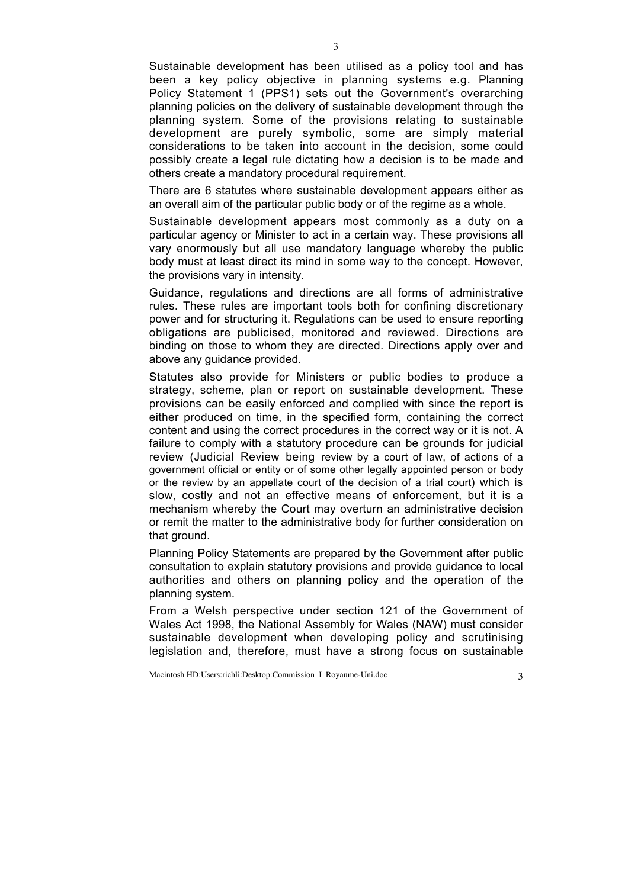Sustainable development has been utilised as a policy tool and has been a key policy objective in planning systems e.g. Planning Policy Statement 1 (PPS1) sets out the Government's overarching planning policies on the delivery of sustainable development through the planning system. Some of the provisions relating to sustainable development are purely symbolic, some are simply material considerations to be taken into account in the decision, some could possibly create a legal rule dictating how a decision is to be made and others create a mandatory procedural requirement.

There are 6 statutes where sustainable development appears either as an overall aim of the particular public body or of the regime as a whole.

Sustainable development appears most commonly as a duty on a particular agency or Minister to act in a certain way. These provisions all vary enormously but all use mandatory language whereby the public body must at least direct its mind in some way to the concept. However, the provisions vary in intensity.

Guidance, regulations and directions are all forms of administrative rules. These rules are important tools both for confining discretionary power and for structuring it. Regulations can be used to ensure reporting obligations are publicised, monitored and reviewed. Directions are binding on those to whom they are directed. Directions apply over and above any guidance provided.

Statutes also provide for Ministers or public bodies to produce a strategy, scheme, plan or report on sustainable development. These provisions can be easily enforced and complied with since the report is either produced on time, in the specified form, containing the correct content and using the correct procedures in the correct way or it is not. A failure to comply with a statutory procedure can be grounds for judicial review (Judicial Review being review by a court of law, of actions of a government official or entity or of some other legally appointed person or body or the review by an appellate court of the decision of a trial court) which is slow, costly and not an effective means of enforcement, but it is a mechanism whereby the Court may overturn an administrative decision or remit the matter to the administrative body for further consideration on that ground.

Planning Policy Statements are prepared by the Government after public consultation to explain statutory provisions and provide guidance to local authorities and others on planning policy and the operation of the planning system.

From a Welsh perspective under section 121 of the Government of Wales Act 1998, the National Assembly for Wales (NAW) must consider sustainable development when developing policy and scrutinising legislation and, therefore, must have a strong focus on sustainable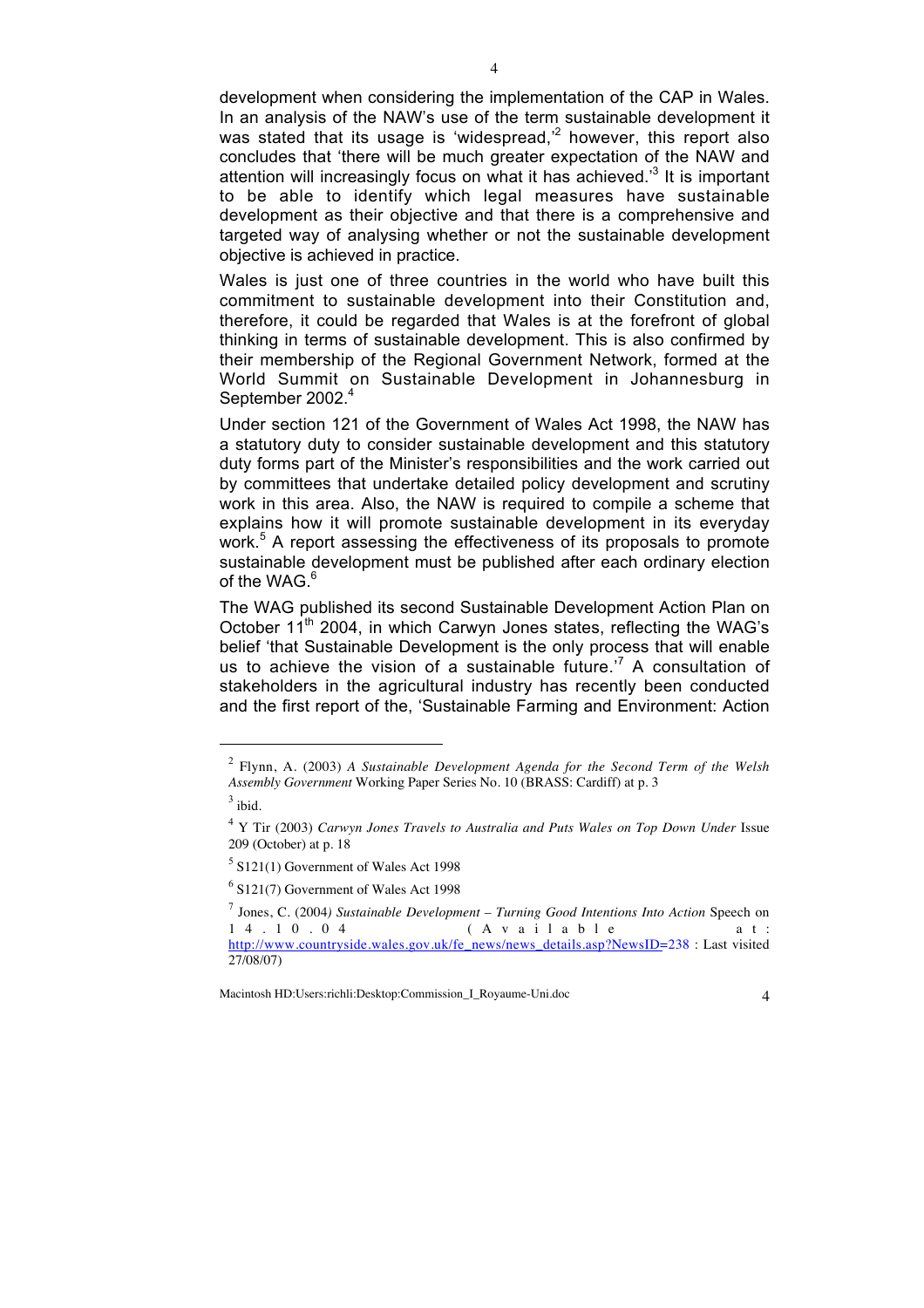development when considering the implementation of the CAP in Wales. In an analysis of the NAW's use of the term sustainable development it was stated that its usage is 'widespread,'[2] however, this report also concludes that 'there will be much greater expectation of the NAW and attention will increasingly focus on what it has achieved.'[3] It is important to be able to identify which legal measures have sustainable development as their objective and that there is a comprehensive and targeted way of analysing whether or not the sustainable development objective is achieved in practice.

Wales is just one of three countries in the world who have built this commitment to sustainable development into their Constitution and, therefore, it could be regarded that Wales is at the forefront of global thinking in terms of sustainable development. This is also confirmed by their membership of the Regional Government Network, formed at the World Summit on Sustainable Development in Johannesburg in September 2002.[4]

Under section 121 of the Government of Wales Act 1998, the NAW has a statutory duty to consider sustainable development and this statutory duty forms part of the Minister's responsibilities and the work carried out by committees that undertake detailed policy development and scrutiny work in this area. Also, the NAW is required to compile a scheme that explains how it will promote sustainable development in its everyday work.[5] A report assessing the effectiveness of its proposals to promote sustainable development must be published after each ordinary election of the WAG.[6]

The WAG published its second Sustainable Development Action Plan on October 11th 2004, in which Carwyn Jones states, reflecting the WAG's belief 'that Sustainable Development is the only process that will enable us to achieve the vision of a sustainable future.'[7] A consultation of stakeholders in the agricultural industry has recently been conducted and the first report of the, 'Sustainable Farming and Environment: Action

---

[2] Flynn, A. (2003) *A Sustainable Development Agenda for the Second Term of the Welsh Assembly Government* Working Paper Series No. 10 (BRASS: Cardiff) at p. 3

[3] ibid.

[4] Y Tir (2003) *Carwyn Jones Travels to Australia and Puts Wales on Top Down Under* Issue 209 (October) at p. 18

[5] S121(1) Government of Wales Act 1998

[6] S121(7) Government of Wales Act 1998

[7] Jones, C. (2004) *Sustainable Development – Turning Good Intentions Into Action* Speech on 14.10.04 (Available at: http://www.countryside.wales.gov.uk/fe_news/news_details.asp?NewsID=238 : Last visited 27/08/07)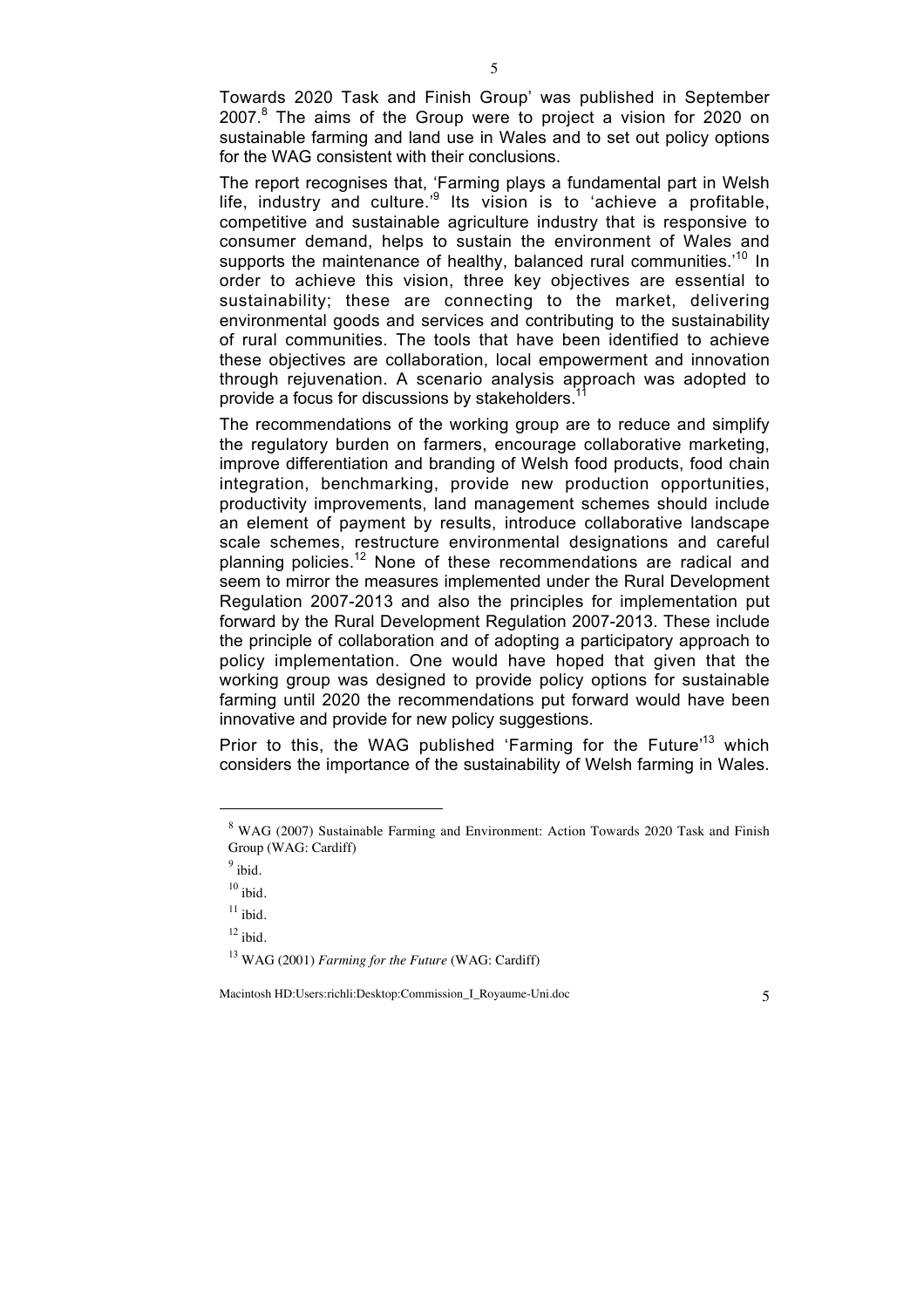Towards 2020 Task and Finish Group' was published in September 2007.[8] The aims of the Group were to project a vision for 2020 on sustainable farming and land use in Wales and to set out policy options for the WAG consistent with their conclusions.

The report recognises that, 'Farming plays a fundamental part in Welsh life, industry and culture.'[9] Its vision is to 'achieve a profitable, competitive and sustainable agriculture industry that is responsive to consumer demand, helps to sustain the environment of Wales and supports the maintenance of healthy, balanced rural communities.'[10] In order to achieve this vision, three key objectives are essential to sustainability; these are connecting to the market, delivering environmental goods and services and contributing to the sustainability of rural communities. The tools that have been identified to achieve these objectives are collaboration, local empowerment and innovation through rejuvenation. A scenario analysis approach was adopted to provide a focus for discussions by stakeholders.[11]

The recommendations of the working group are to reduce and simplify the regulatory burden on farmers, encourage collaborative marketing, improve differentiation and branding of Welsh food products, food chain integration, benchmarking, provide new production opportunities, productivity improvements, land management schemes should include an element of payment by results, introduce collaborative landscape scale schemes, restructure environmental designations and careful planning policies.[12] None of these recommendations are radical and seem to mirror the measures implemented under the Rural Development Regulation 2007-2013 and also the principles for implementation put forward by the Rural Development Regulation 2007-2013. These include the principle of collaboration and of adopting a participatory approach to policy implementation. One would have hoped that given that the working group was designed to provide policy options for sustainable farming until 2020 the recommendations put forward would have been innovative and provide for new policy suggestions.

Prior to this, the WAG published 'Farming for the Future'[13] which considers the importance of the sustainability of Welsh farming in Wales.

---

[8] WAG (2007) Sustainable Farming and Environment: Action Towards 2020 Task and Finish Group (WAG: Cardiff)

[9] ibid.

[10] ibid.

[11] ibid.

[12] ibid.

[13] WAG (2001) *Farming for the Future* (WAG: Cardiff)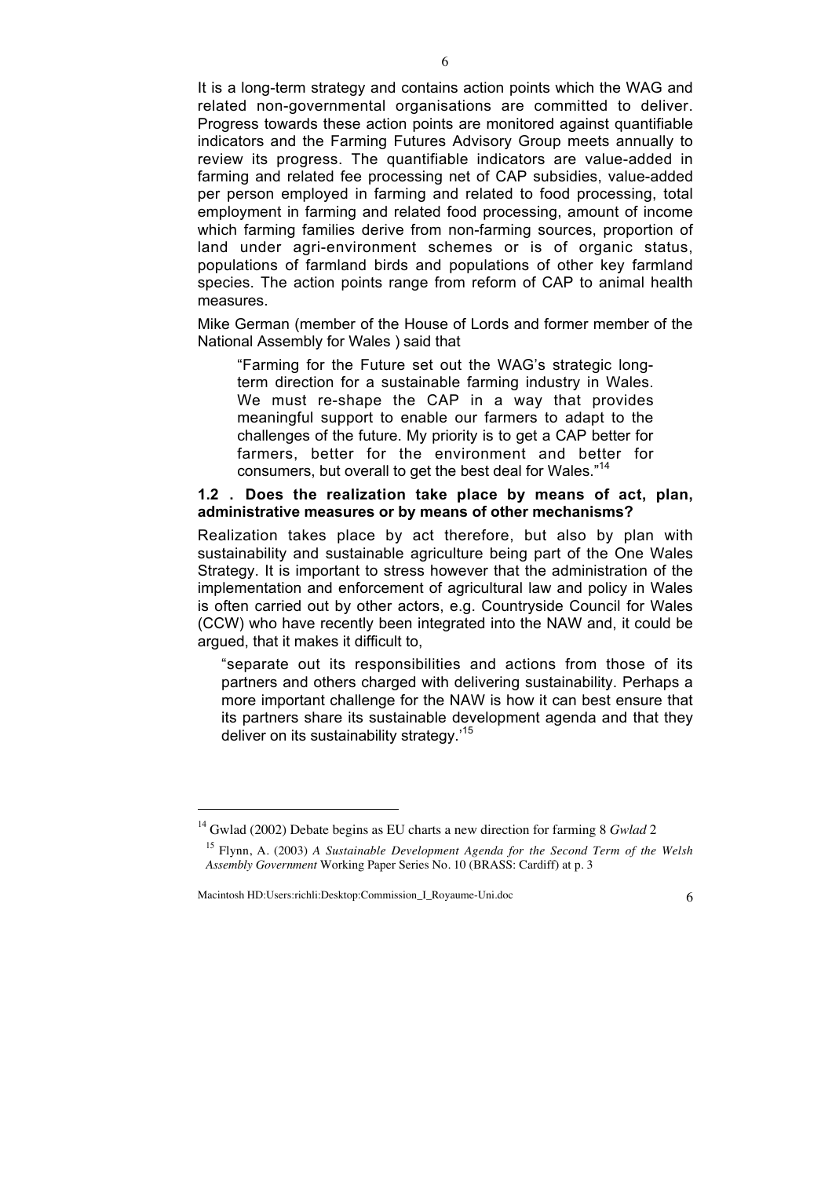It is a long-term strategy and contains action points which the WAG and related non-governmental organisations are committed to deliver. Progress towards these action points are monitored against quantifiable indicators and the Farming Futures Advisory Group meets annually to review its progress. The quantifiable indicators are value-added in farming and related fee processing net of CAP subsidies, value-added per person employed in farming and related to food processing, total employment in farming and related food processing, amount of income which farming families derive from non-farming sources, proportion of land under agri-environment schemes or is of organic status, populations of farmland birds and populations of other key farmland species. The action points range from reform of CAP to animal health measures.

Mike German (member of the House of Lords and former member of the National Assembly for Wales ) said that

> "Farming for the Future set out the WAG's strategic long-term direction for a sustainable farming industry in Wales. We must re-shape the CAP in a way that provides meaningful support to enable our farmers to adapt to the challenges of the future. My priority is to get a CAP better for farmers, better for the environment and better for consumers, but overall to get the best deal for Wales."[14]

**1.2 . Does the realization take place by means of act, plan, administrative measures or by means of other mechanisms?**

Realization takes place by act therefore, but also by plan with sustainability and sustainable agriculture being part of the One Wales Strategy. It is important to stress however that the administration of the implementation and enforcement of agricultural law and policy in Wales is often carried out by other actors, e.g. Countryside Council for Wales (CCW) who have recently been integrated into the NAW and, it could be argued, that it makes it difficult to,

> "separate out its responsibilities and actions from those of its partners and others charged with delivering sustainability. Perhaps a more important challenge for the NAW is how it can best ensure that its partners share its sustainable development agenda and that they deliver on its sustainability strategy.'[15]

---

[14] Gwlad (2002) Debate begins as EU charts a new direction for farming 8 *Gwlad* 2

[15] Flynn, A. (2003) *A Sustainable Development Agenda for the Second Term of the Welsh Assembly Government* Working Paper Series No. 10 (BRASS: Cardiff) at p. 3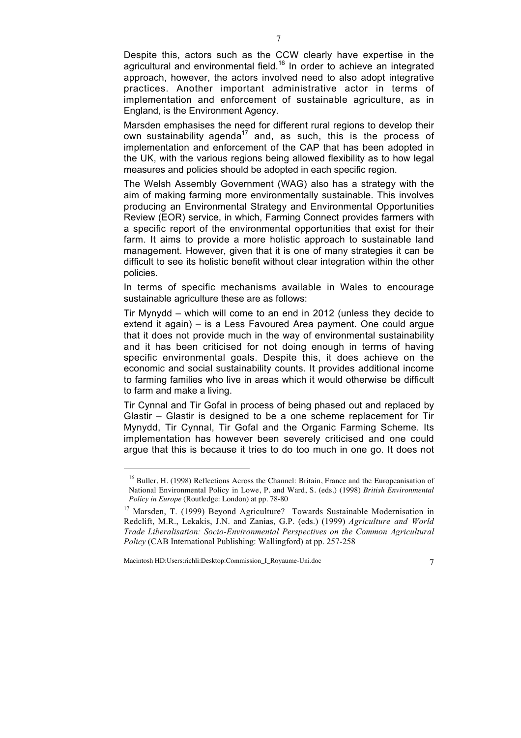Despite this, actors such as the CCW clearly have expertise in the agricultural and environmental field.[16] In order to achieve an integrated approach, however, the actors involved need to also adopt integrative practices. Another important administrative actor in terms of implementation and enforcement of sustainable agriculture, as in England, is the Environment Agency.

Marsden emphasises the need for different rural regions to develop their own sustainability agenda[17] and, as such, this is the process of implementation and enforcement of the CAP that has been adopted in the UK, with the various regions being allowed flexibility as to how legal measures and policies should be adopted in each specific region.

The Welsh Assembly Government (WAG) also has a strategy with the aim of making farming more environmentally sustainable. This involves producing an Environmental Strategy and Environmental Opportunities Review (EOR) service, in which, Farming Connect provides farmers with a specific report of the environmental opportunities that exist for their farm. It aims to provide a more holistic approach to sustainable land management. However, given that it is one of many strategies it can be difficult to see its holistic benefit without clear integration within the other policies.

In terms of specific mechanisms available in Wales to encourage sustainable agriculture these are as follows:

Tir Mynydd – which will come to an end in 2012 (unless they decide to extend it again) – is a Less Favoured Area payment. One could argue that it does not provide much in the way of environmental sustainability and it has been criticised for not doing enough in terms of having specific environmental goals. Despite this, it does achieve on the economic and social sustainability counts. It provides additional income to farming families who live in areas which it would otherwise be difficult to farm and make a living.

Tir Cynnal and Tir Gofal in process of being phased out and replaced by Glastir – Glastir is designed to be a one scheme replacement for Tir Mynydd, Tir Cynnal, Tir Gofal and the Organic Farming Scheme. Its implementation has however been severely criticised and one could argue that this is because it tries to do too much in one go. It does not

---

[16] Buller, H. (1998) Reflections Across the Channel: Britain, France and the Europeanisation of National Environmental Policy in Lowe, P. and Ward, S. (eds.) (1998) *British Environmental Policy in Europe* (Routledge: London) at pp. 78-80

[17] Marsden, T. (1999) Beyond Agriculture? Towards Sustainable Modernisation in Redclift, M.R., Lekakis, J.N. and Zanias, G.P. (eds.) (1999) *Agriculture and World Trade Liberalisation: Socio-Environmental Perspectives on the Common Agricultural Policy* (CAB International Publishing: Wallingford) at pp. 257-258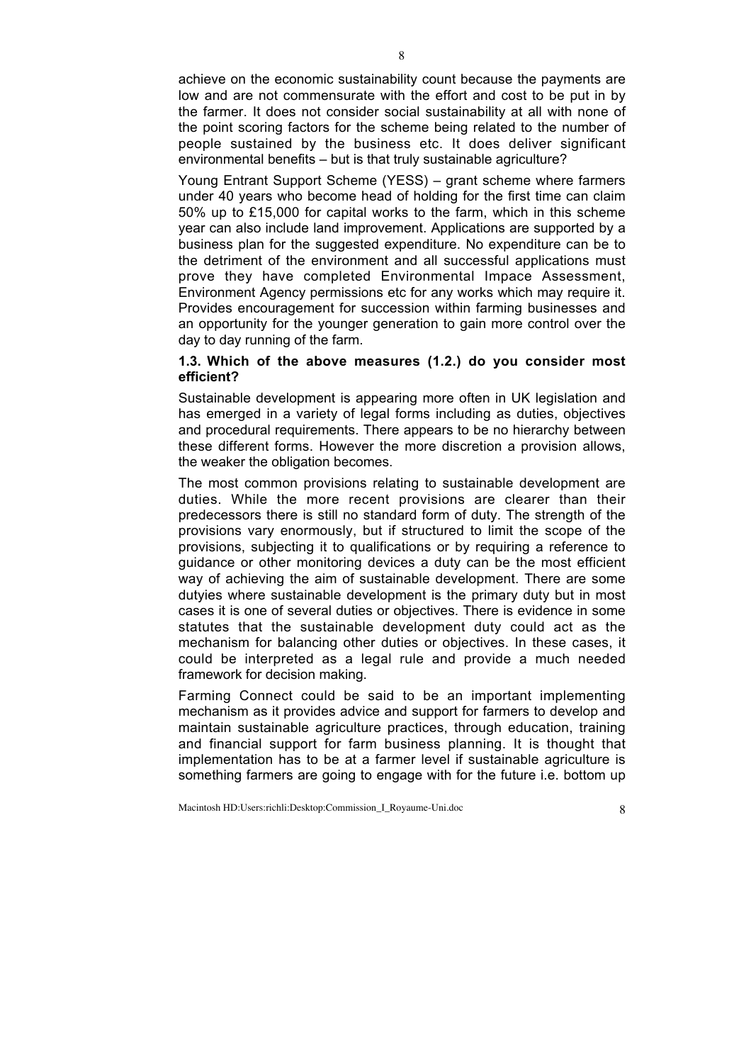achieve on the economic sustainability count because the payments are low and are not commensurate with the effort and cost to be put in by the farmer. It does not consider social sustainability at all with none of the point scoring factors for the scheme being related to the number of people sustained by the business etc. It does deliver significant environmental benefits – but is that truly sustainable agriculture?

Young Entrant Support Scheme (YESS) – grant scheme where farmers under 40 years who become head of holding for the first time can claim 50% up to £15,000 for capital works to the farm, which in this scheme year can also include land improvement. Applications are supported by a business plan for the suggested expenditure. No expenditure can be to the detriment of the environment and all successful applications must prove they have completed Environmental Impace Assessment, Environment Agency permissions etc for any works which may require it. Provides encouragement for succession within farming businesses and an opportunity for the younger generation to gain more control over the day to day running of the farm.

**1.3. Which of the above measures (1.2.) do you consider most efficient?**

Sustainable development is appearing more often in UK legislation and has emerged in a variety of legal forms including as duties, objectives and procedural requirements. There appears to be no hierarchy between these different forms. However the more discretion a provision allows, the weaker the obligation becomes.

The most common provisions relating to sustainable development are duties. While the more recent provisions are clearer than their predecessors there is still no standard form of duty. The strength of the provisions vary enormously, but if structured to limit the scope of the provisions, subjecting it to qualifications or by requiring a reference to guidance or other monitoring devices a duty can be the most efficient way of achieving the aim of sustainable development. There are some dutyies where sustainable development is the primary duty but in most cases it is one of several duties or objectives. There is evidence in some statutes that the sustainable development duty could act as the mechanism for balancing other duties or objectives. In these cases, it could be interpreted as a legal rule and provide a much needed framework for decision making.

Farming Connect could be said to be an important implementing mechanism as it provides advice and support for farmers to develop and maintain sustainable agriculture practices, through education, training and financial support for farm business planning. It is thought that implementation has to be at a farmer level if sustainable agriculture is something farmers are going to engage with for the future i.e. bottom up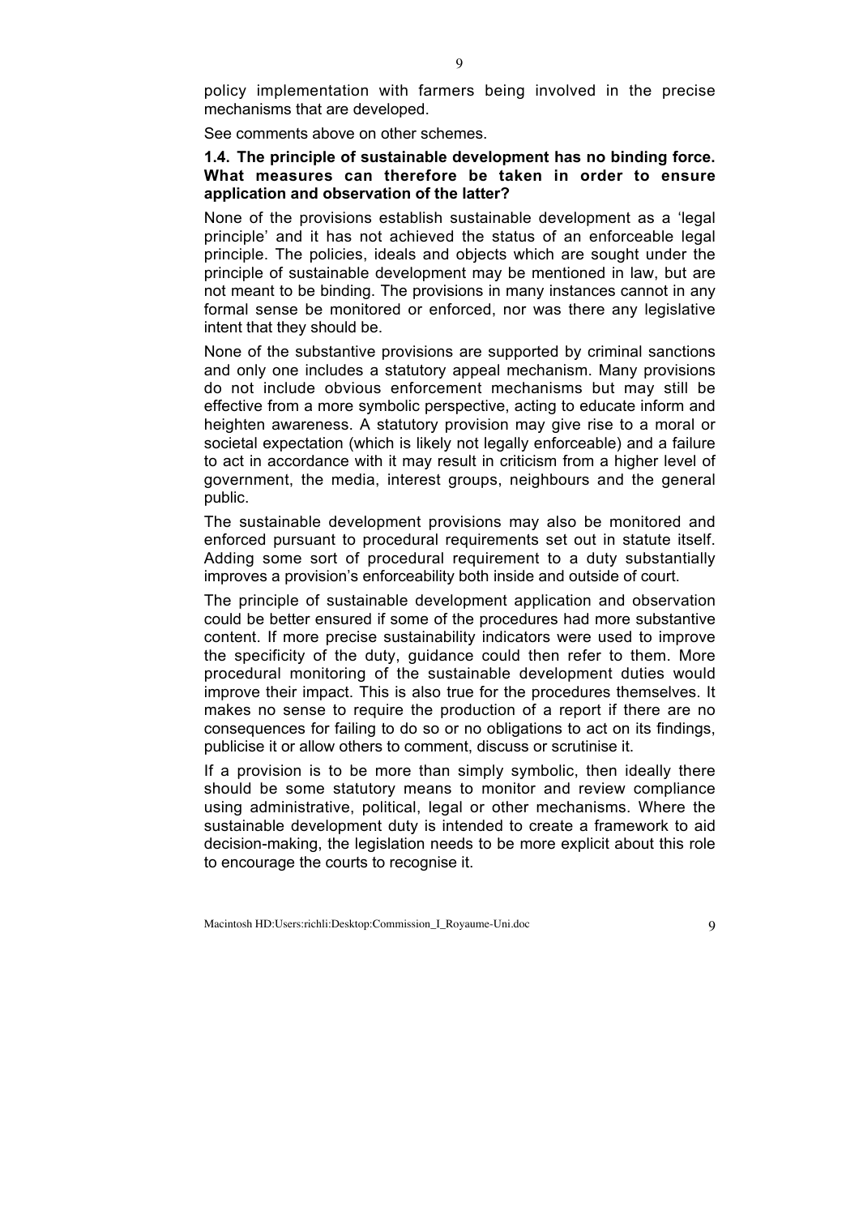policy implementation with farmers being involved in the precise mechanisms that are developed.

See comments above on other schemes.

**1.4. The principle of sustainable development has no binding force. What measures can therefore be taken in order to ensure application and observation of the latter?**

None of the provisions establish sustainable development as a 'legal principle' and it has not achieved the status of an enforceable legal principle. The policies, ideals and objects which are sought under the principle of sustainable development may be mentioned in law, but are not meant to be binding. The provisions in many instances cannot in any formal sense be monitored or enforced, nor was there any legislative intent that they should be.

None of the substantive provisions are supported by criminal sanctions and only one includes a statutory appeal mechanism. Many provisions do not include obvious enforcement mechanisms but may still be effective from a more symbolic perspective, acting to educate inform and heighten awareness. A statutory provision may give rise to a moral or societal expectation (which is likely not legally enforceable) and a failure to act in accordance with it may result in criticism from a higher level of government, the media, interest groups, neighbours and the general public.

The sustainable development provisions may also be monitored and enforced pursuant to procedural requirements set out in statute itself. Adding some sort of procedural requirement to a duty substantially improves a provision's enforceability both inside and outside of court.

The principle of sustainable development application and observation could be better ensured if some of the procedures had more substantive content. If more precise sustainability indicators were used to improve the specificity of the duty, guidance could then refer to them. More procedural monitoring of the sustainable development duties would improve their impact. This is also true for the procedures themselves. It makes no sense to require the production of a report if there are no consequences for failing to do so or no obligations to act on its findings, publicise it or allow others to comment, discuss or scrutinise it.

If a provision is to be more than simply symbolic, then ideally there should be some statutory means to monitor and review compliance using administrative, political, legal or other mechanisms. Where the sustainable development duty is intended to create a framework to aid decision-making, the legislation needs to be more explicit about this role to encourage the courts to recognise it.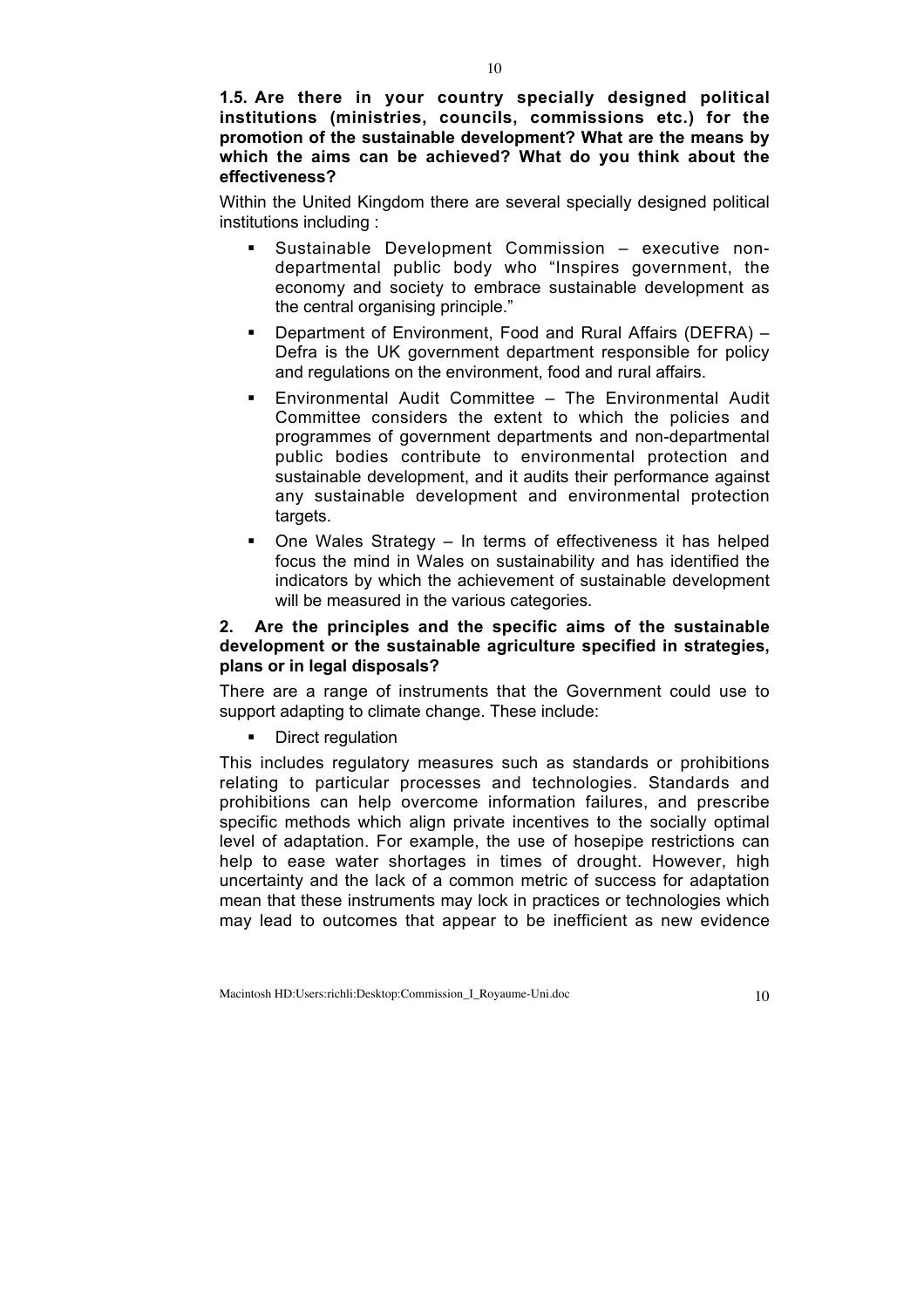**1.5. Are there in your country specially designed political institutions (ministries, councils, commissions etc.) for the promotion of the sustainable development? What are the means by which the aims can be achieved? What do you think about the effectiveness?**

Within the United Kingdom there are several specially designed political institutions including :

- Sustainable Development Commission – executive non-departmental public body who "Inspires government, the economy and society to embrace sustainable development as the central organising principle."
- Department of Environment, Food and Rural Affairs (DEFRA) – Defra is the UK government department responsible for policy and regulations on the environment, food and rural affairs.
- Environmental Audit Committee – The Environmental Audit Committee considers the extent to which the policies and programmes of government departments and non-departmental public bodies contribute to environmental protection and sustainable development, and it audits their performance against any sustainable development and environmental protection targets.
- One Wales Strategy – In terms of effectiveness it has helped focus the mind in Wales on sustainability and has identified the indicators by which the achievement of sustainable development will be measured in the various categories.

**2. Are the principles and the specific aims of the sustainable development or the sustainable agriculture specified in strategies, plans or in legal disposals?**

There are a range of instruments that the Government could use to support adapting to climate change. These include:

- Direct regulation

This includes regulatory measures such as standards or prohibitions relating to particular processes and technologies. Standards and prohibitions can help overcome information failures, and prescribe specific methods which align private incentives to the socially optimal level of adaptation. For example, the use of hosepipe restrictions can help to ease water shortages in times of drought. However, high uncertainty and the lack of a common metric of success for adaptation mean that these instruments may lock in practices or technologies which may lead to outcomes that appear to be inefficient as new evidence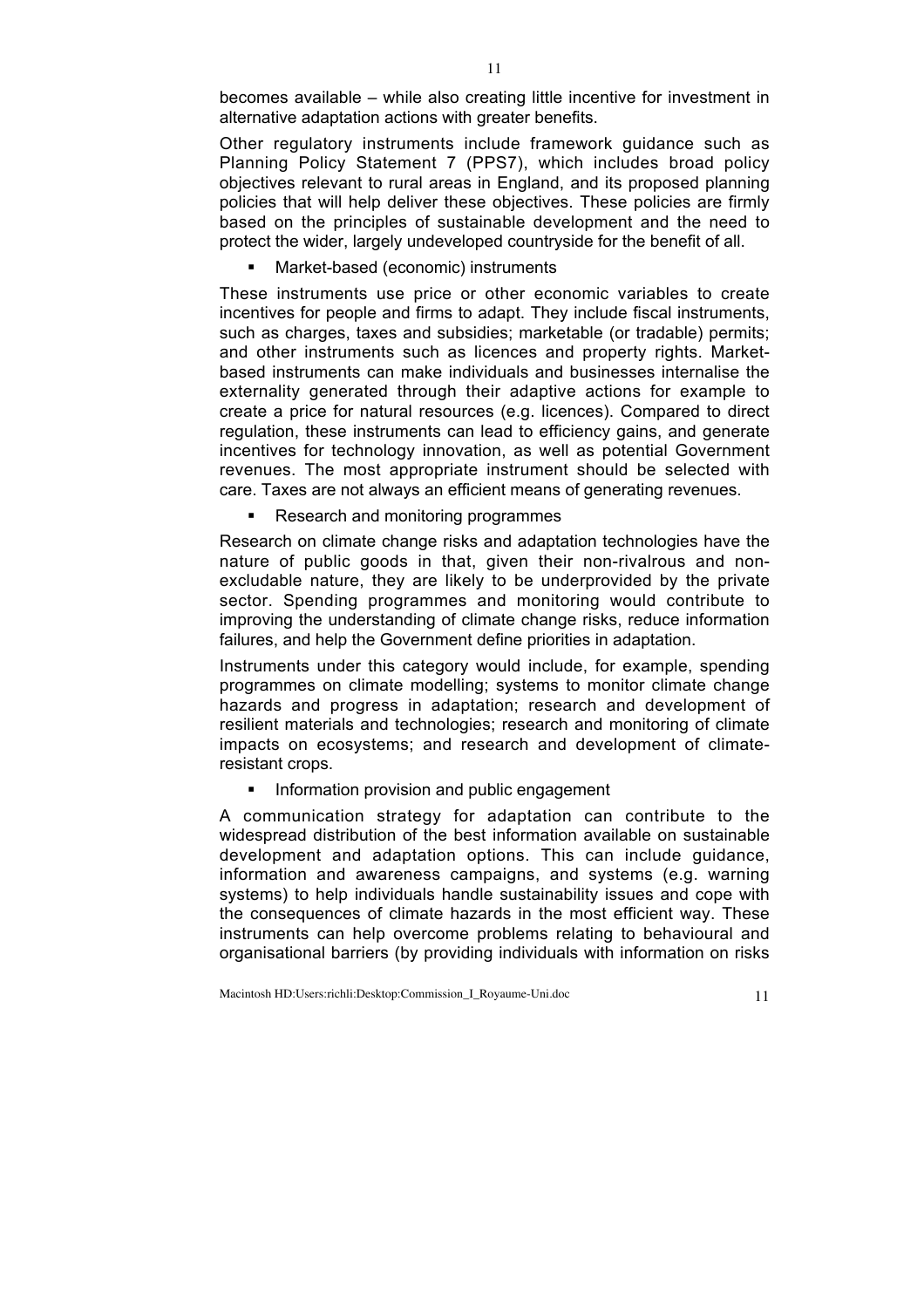becomes available – while also creating little incentive for investment in alternative adaptation actions with greater benefits.

Other regulatory instruments include framework guidance such as Planning Policy Statement 7 (PPS7), which includes broad policy objectives relevant to rural areas in England, and its proposed planning policies that will help deliver these objectives. These policies are firmly based on the principles of sustainable development and the need to protect the wider, largely undeveloped countryside for the benefit of all.

- Market-based (economic) instruments

These instruments use price or other economic variables to create incentives for people and firms to adapt. They include fiscal instruments, such as charges, taxes and subsidies; marketable (or tradable) permits; and other instruments such as licences and property rights. Market-based instruments can make individuals and businesses internalise the externality generated through their adaptive actions for example to create a price for natural resources (e.g. licences). Compared to direct regulation, these instruments can lead to efficiency gains, and generate incentives for technology innovation, as well as potential Government revenues. The most appropriate instrument should be selected with care. Taxes are not always an efficient means of generating revenues.

- Research and monitoring programmes

Research on climate change risks and adaptation technologies have the nature of public goods in that, given their non-rivalrous and non-excludable nature, they are likely to be underprovided by the private sector. Spending programmes and monitoring would contribute to improving the understanding of climate change risks, reduce information failures, and help the Government define priorities in adaptation.

Instruments under this category would include, for example, spending programmes on climate modelling; systems to monitor climate change hazards and progress in adaptation; research and development of resilient materials and technologies; research and monitoring of climate impacts on ecosystems; and research and development of climate-resistant crops.

- Information provision and public engagement

A communication strategy for adaptation can contribute to the widespread distribution of the best information available on sustainable development and adaptation options. This can include guidance, information and awareness campaigns, and systems (e.g. warning systems) to help individuals handle sustainability issues and cope with the consequences of climate hazards in the most efficient way. These instruments can help overcome problems relating to behavioural and organisational barriers (by providing individuals with information on risks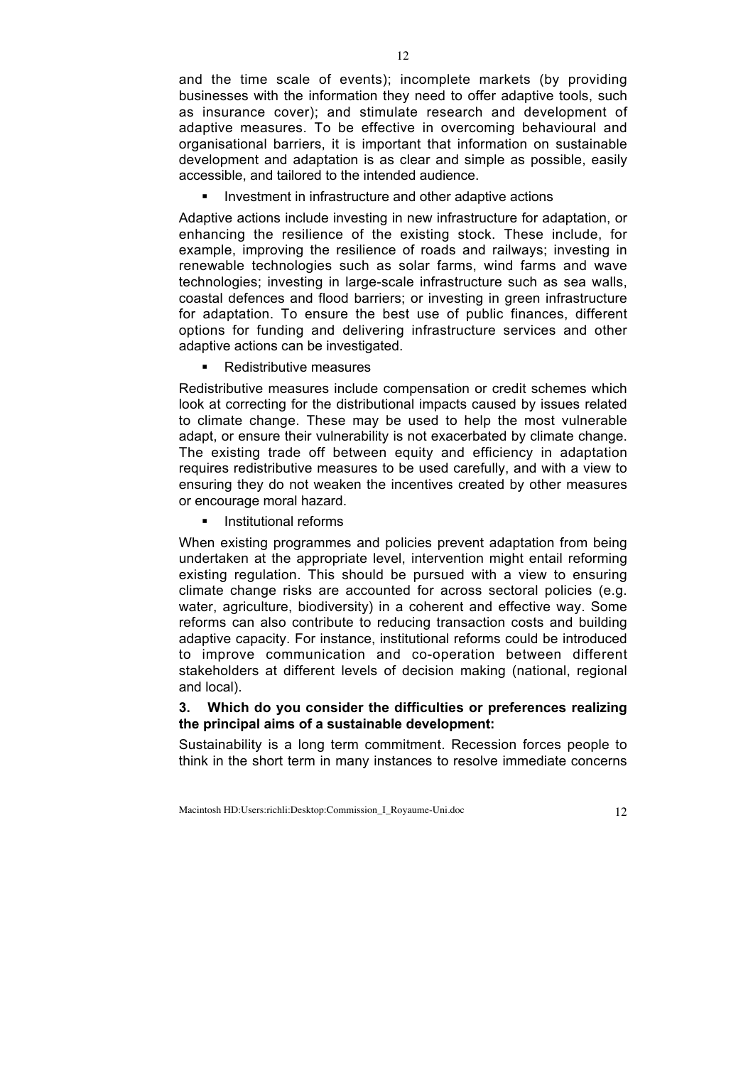and the time scale of events); incomplete markets (by providing businesses with the information they need to offer adaptive tools, such as insurance cover); and stimulate research and development of adaptive measures. To be effective in overcoming behavioural and organisational barriers, it is important that information on sustainable development and adaptation is as clear and simple as possible, easily accessible, and tailored to the intended audience.

- Investment in infrastructure and other adaptive actions

Adaptive actions include investing in new infrastructure for adaptation, or enhancing the resilience of the existing stock. These include, for example, improving the resilience of roads and railways; investing in renewable technologies such as solar farms, wind farms and wave technologies; investing in large-scale infrastructure such as sea walls, coastal defences and flood barriers; or investing in green infrastructure for adaptation. To ensure the best use of public finances, different options for funding and delivering infrastructure services and other adaptive actions can be investigated.

- Redistributive measures

Redistributive measures include compensation or credit schemes which look at correcting for the distributional impacts caused by issues related to climate change. These may be used to help the most vulnerable adapt, or ensure their vulnerability is not exacerbated by climate change. The existing trade off between equity and efficiency in adaptation requires redistributive measures to be used carefully, and with a view to ensuring they do not weaken the incentives created by other measures or encourage moral hazard.

- Institutional reforms

When existing programmes and policies prevent adaptation from being undertaken at the appropriate level, intervention might entail reforming existing regulation. This should be pursued with a view to ensuring climate change risks are accounted for across sectoral policies (e.g. water, agriculture, biodiversity) in a coherent and effective way. Some reforms can also contribute to reducing transaction costs and building adaptive capacity. For instance, institutional reforms could be introduced to improve communication and co-operation between different stakeholders at different levels of decision making (national, regional and local).

**3. Which do you consider the difficulties or preferences realizing the principal aims of a sustainable development:**

Sustainability is a long term commitment. Recession forces people to think in the short term in many instances to resolve immediate concerns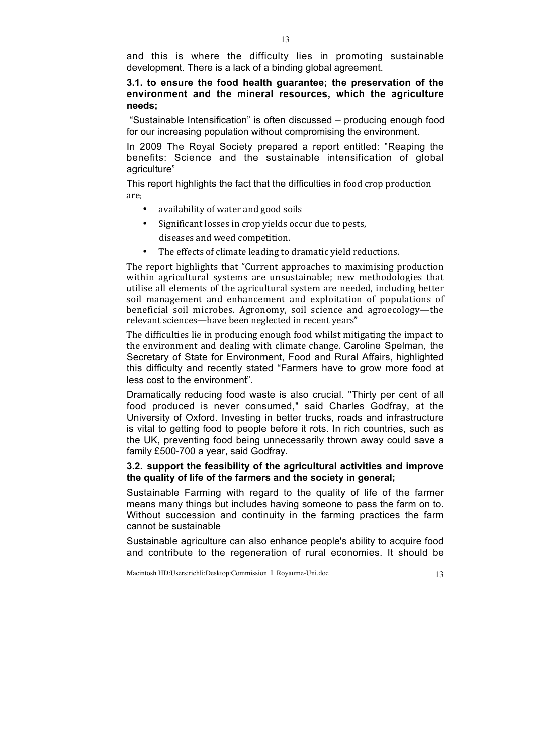and this is where the difficulty lies in promoting sustainable development. There is a lack of a binding global agreement.

**3.1. to ensure the food health guarantee; the preservation of the environment and the mineral resources, which the agriculture needs;**

"Sustainable Intensification" is often discussed – producing enough food for our increasing population without compromising the environment.

In 2009 The Royal Society prepared a report entitled: "Reaping the benefits: Science and the sustainable intensification of global agriculture"

This report highlights the fact that the difficulties in food crop production are;

- availability of water and good soils
- Significant losses in crop yields occur due to pests, diseases and weed competition.
- The effects of climate leading to dramatic yield reductions.

The report highlights that "Current approaches to maximising production within agricultural systems are unsustainable; new methodologies that utilise all elements of the agricultural system are needed, including better soil management and enhancement and exploitation of populations of beneficial soil microbes. Agronomy, soil science and agroecology—the relevant sciences—have been neglected in recent years"

The difficulties lie in producing enough food whilst mitigating the impact to the environment and dealing with climate change. Caroline Spelman, the Secretary of State for Environment, Food and Rural Affairs, highlighted this difficulty and recently stated "Farmers have to grow more food at less cost to the environment".

Dramatically reducing food waste is also crucial. "Thirty per cent of all food produced is never consumed," said Charles Godfray, at the University of Oxford. Investing in better trucks, roads and infrastructure is vital to getting food to people before it rots. In rich countries, such as the UK, preventing food being unnecessarily thrown away could save a family £500-700 a year, said Godfray.

**3.2. support the feasibility of the agricultural activities and improve the quality of life of the farmers and the society in general;**

Sustainable Farming with regard to the quality of life of the farmer means many things but includes having someone to pass the farm on to. Without succession and continuity in the farming practices the farm cannot be sustainable

Sustainable agriculture can also enhance people's ability to acquire food and contribute to the regeneration of rural economies. It should be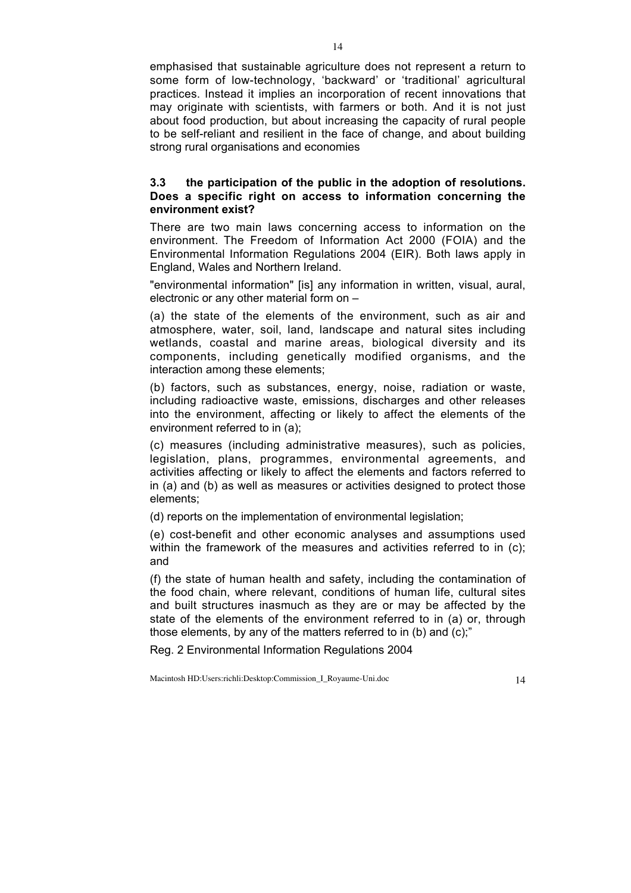emphasised that sustainable agriculture does not represent a return to some form of low-technology, 'backward' or 'traditional' agricultural practices. Instead it implies an incorporation of recent innovations that may originate with scientists, with farmers or both. And it is not just about food production, but about increasing the capacity of rural people to be self-reliant and resilient in the face of change, and about building strong rural organisations and economies

### 3.3 the participation of the public in the adoption of resolutions. Does a specific right on access to information concerning the environment exist?

There are two main laws concerning access to information on the environment. The Freedom of Information Act 2000 (FOIA) and the Environmental Information Regulations 2004 (EIR). Both laws apply in England, Wales and Northern Ireland.

"environmental information" [is] any information in written, visual, aural, electronic or any other material form on –

(a) the state of the elements of the environment, such as air and atmosphere, water, soil, land, landscape and natural sites including wetlands, coastal and marine areas, biological diversity and its components, including genetically modified organisms, and the interaction among these elements;

(b) factors, such as substances, energy, noise, radiation or waste, including radioactive waste, emissions, discharges and other releases into the environment, affecting or likely to affect the elements of the environment referred to in (a);

(c) measures (including administrative measures), such as policies, legislation, plans, programmes, environmental agreements, and activities affecting or likely to affect the elements and factors referred to in (a) and (b) as well as measures or activities designed to protect those elements;

(d) reports on the implementation of environmental legislation;

(e) cost-benefit and other economic analyses and assumptions used within the framework of the measures and activities referred to in (c); and

(f) the state of human health and safety, including the contamination of the food chain, where relevant, conditions of human life, cultural sites and built structures inasmuch as they are or may be affected by the state of the elements of the environment referred to in (a) or, through those elements, by any of the matters referred to in (b) and (c);"

Reg. 2 Environmental Information Regulations 2004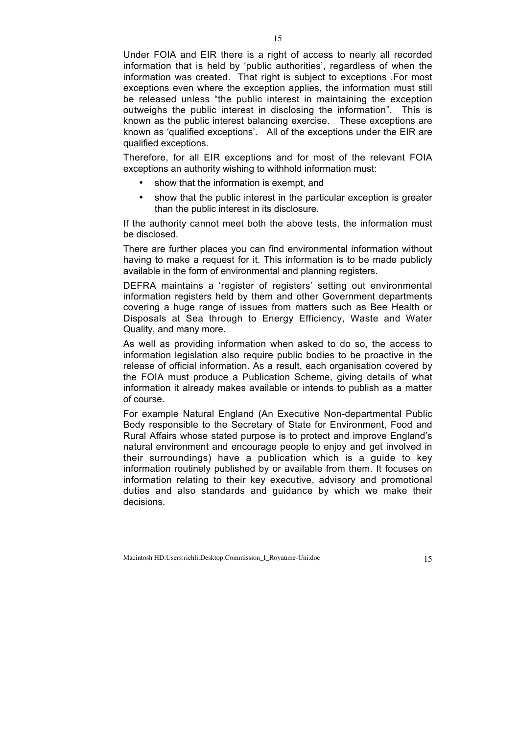Under FOIA and EIR there is a right of access to nearly all recorded information that is held by 'public authorities', regardless of when the information was created. That right is subject to exceptions .For most exceptions even where the exception applies, the information must still be released unless "the public interest in maintaining the exception outweighs the public interest in disclosing the information". This is known as the public interest balancing exercise. These exceptions are known as 'qualified exceptions'. All of the exceptions under the EIR are qualified exceptions.

Therefore, for all EIR exceptions and for most of the relevant FOIA exceptions an authority wishing to withhold information must:

- show that the information is exempt, and
- show that the public interest in the particular exception is greater than the public interest in its disclosure.

If the authority cannot meet both the above tests, the information must be disclosed.

There are further places you can find environmental information without having to make a request for it. This information is to be made publicly available in the form of environmental and planning registers.

DEFRA maintains a 'register of registers' setting out environmental information registers held by them and other Government departments covering a huge range of issues from matters such as Bee Health or Disposals at Sea through to Energy Efficiency, Waste and Water Quality, and many more.

As well as providing information when asked to do so, the access to information legislation also require public bodies to be proactive in the release of official information. As a result, each organisation covered by the FOIA must produce a Publication Scheme, giving details of what information it already makes available or intends to publish as a matter of course.

For example Natural England (An Executive Non-departmental Public Body responsible to the Secretary of State for Environment, Food and Rural Affairs whose stated purpose is to protect and improve England's natural environment and encourage people to enjoy and get involved in their surroundings) have a publication which is a guide to key information routinely published by or available from them. It focuses on information relating to their key executive, advisory and promotional duties and also standards and guidance by which we make their decisions.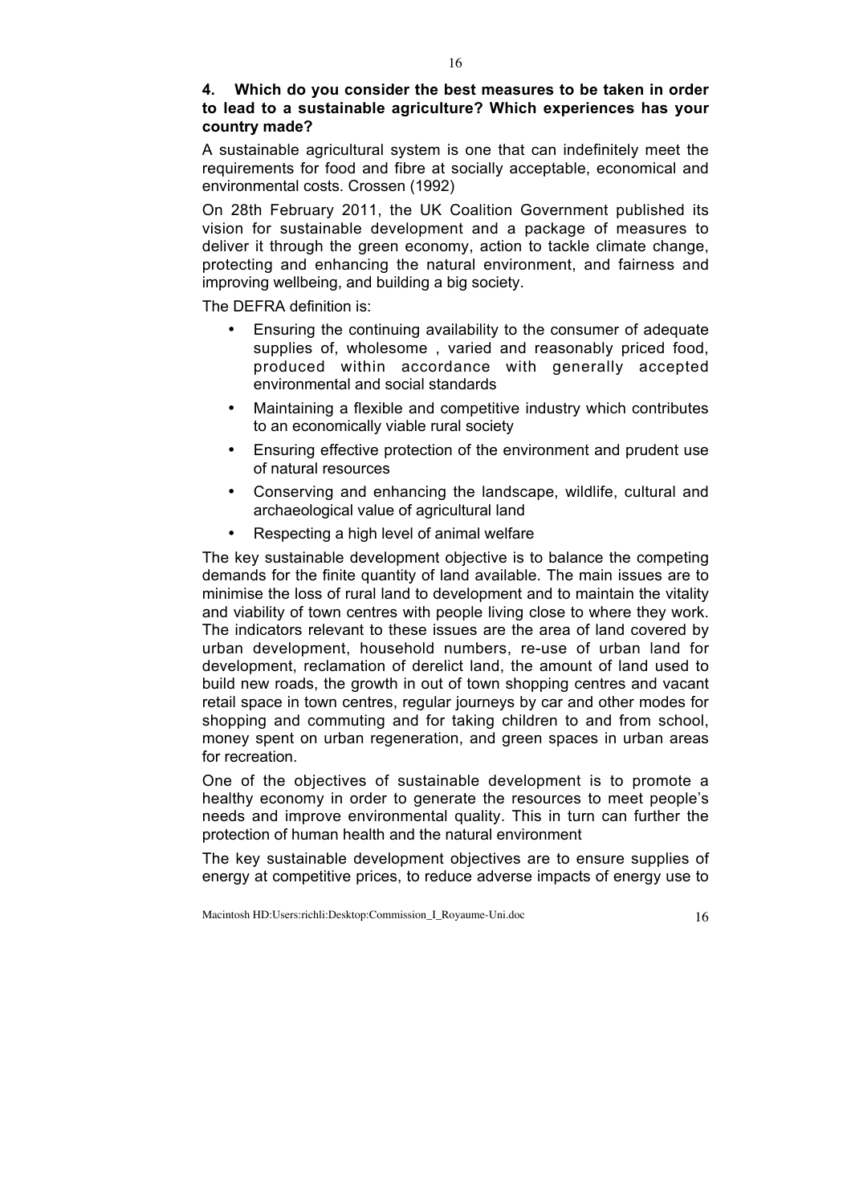**4. Which do you consider the best measures to be taken in order to lead to a sustainable agriculture? Which experiences has your country made?**

A sustainable agricultural system is one that can indefinitely meet the requirements for food and fibre at socially acceptable, economical and environmental costs. Crossen (1992)

On 28th February 2011, the UK Coalition Government published its vision for sustainable development and a package of measures to deliver it through the green economy, action to tackle climate change, protecting and enhancing the natural environment, and fairness and improving wellbeing, and building a big society.

The DEFRA definition is:

- Ensuring the continuing availability to the consumer of adequate supplies of, wholesome , varied and reasonably priced food, produced within accordance with generally accepted environmental and social standards
- Maintaining a flexible and competitive industry which contributes to an economically viable rural society
- Ensuring effective protection of the environment and prudent use of natural resources
- Conserving and enhancing the landscape, wildlife, cultural and archaeological value of agricultural land
- Respecting a high level of animal welfare

The key sustainable development objective is to balance the competing demands for the finite quantity of land available. The main issues are to minimise the loss of rural land to development and to maintain the vitality and viability of town centres with people living close to where they work. The indicators relevant to these issues are the area of land covered by urban development, household numbers, re-use of urban land for development, reclamation of derelict land, the amount of land used to build new roads, the growth in out of town shopping centres and vacant retail space in town centres, regular journeys by car and other modes for shopping and commuting and for taking children to and from school, money spent on urban regeneration, and green spaces in urban areas for recreation.

One of the objectives of sustainable development is to promote a healthy economy in order to generate the resources to meet people's needs and improve environmental quality. This in turn can further the protection of human health and the natural environment

The key sustainable development objectives are to ensure supplies of energy at competitive prices, to reduce adverse impacts of energy use to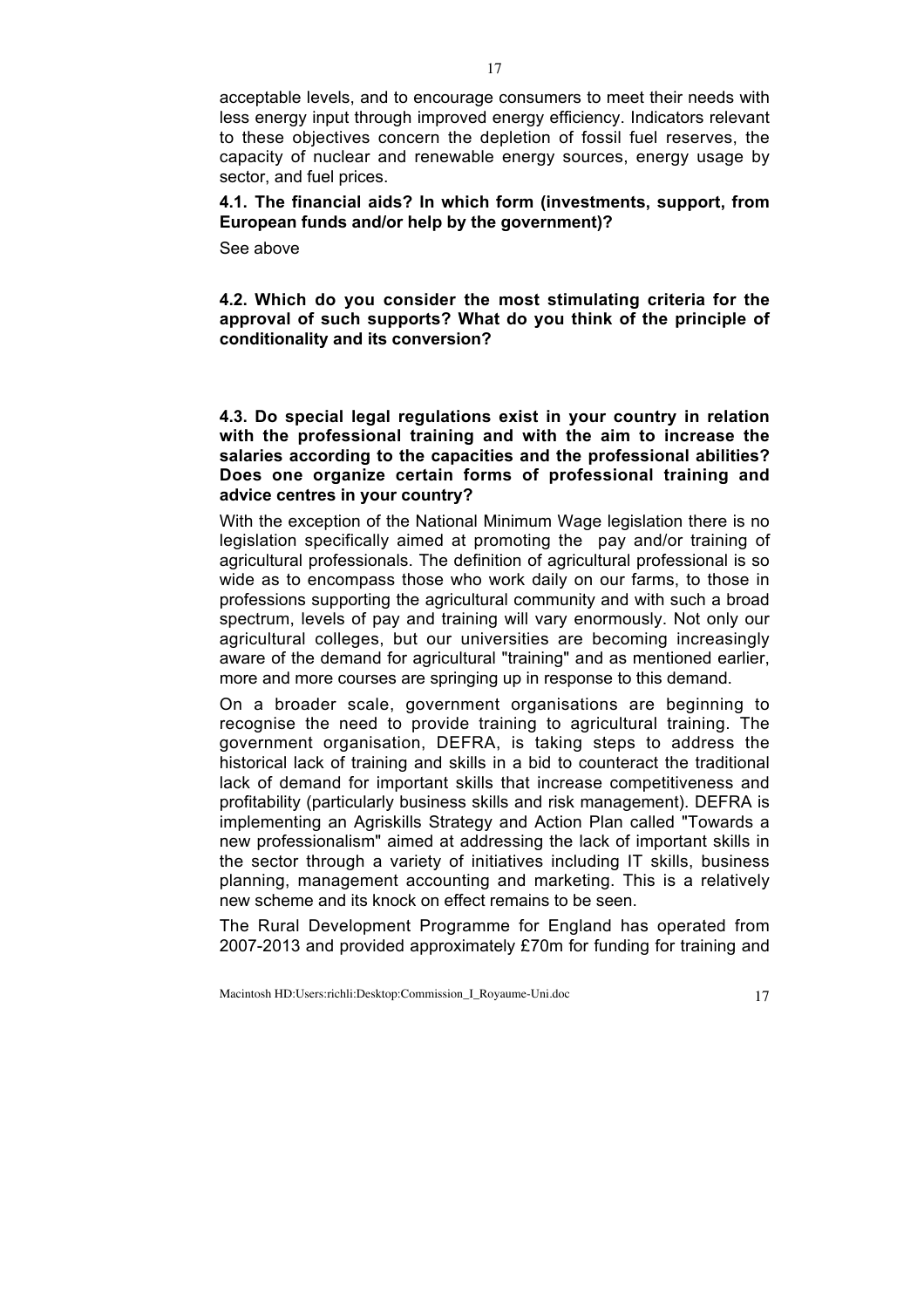acceptable levels, and to encourage consumers to meet their needs with less energy input through improved energy efficiency. Indicators relevant to these objectives concern the depletion of fossil fuel reserves, the capacity of nuclear and renewable energy sources, energy usage by sector, and fuel prices.

**4.1. The financial aids? In which form (investments, support, from European funds and/or help by the government)?**

See above

**4.2. Which do you consider the most stimulating criteria for the approval of such supports? What do you think of the principle of conditionality and its conversion?**

**4.3. Do special legal regulations exist in your country in relation with the professional training and with the aim to increase the salaries according to the capacities and the professional abilities? Does one organize certain forms of professional training and advice centres in your country?**

With the exception of the National Minimum Wage legislation there is no legislation specifically aimed at promoting the pay and/or training of agricultural professionals. The definition of agricultural professional is so wide as to encompass those who work daily on our farms, to those in professions supporting the agricultural community and with such a broad spectrum, levels of pay and training will vary enormously. Not only our agricultural colleges, but our universities are becoming increasingly aware of the demand for agricultural "training" and as mentioned earlier, more and more courses are springing up in response to this demand.

On a broader scale, government organisations are beginning to recognise the need to provide training to agricultural training. The government organisation, DEFRA, is taking steps to address the historical lack of training and skills in a bid to counteract the traditional lack of demand for important skills that increase competitiveness and profitability (particularly business skills and risk management). DEFRA is implementing an Agriskills Strategy and Action Plan called "Towards a new professionalism" aimed at addressing the lack of important skills in the sector through a variety of initiatives including IT skills, business planning, management accounting and marketing. This is a relatively new scheme and its knock on effect remains to be seen.

The Rural Development Programme for England has operated from 2007-2013 and provided approximately £70m for funding for training and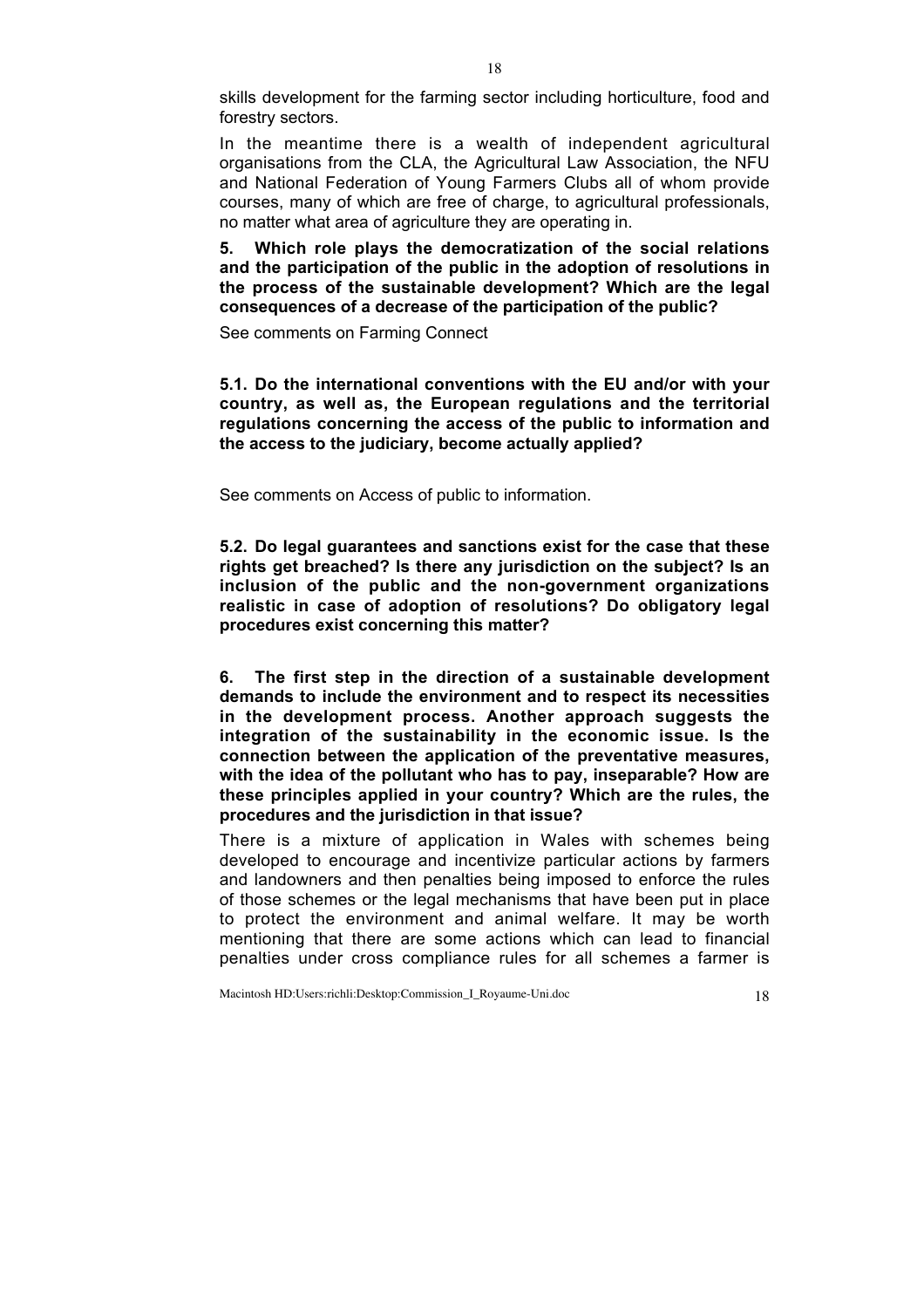skills development for the farming sector including horticulture, food and forestry sectors.

In the meantime there is a wealth of independent agricultural organisations from the CLA, the Agricultural Law Association, the NFU and National Federation of Young Farmers Clubs all of whom provide courses, many of which are free of charge, to agricultural professionals, no matter what area of agriculture they are operating in.

**5. Which role plays the democratization of the social relations and the participation of the public in the adoption of resolutions in the process of the sustainable development? Which are the legal consequences of a decrease of the participation of the public?**

See comments on Farming Connect

**5.1. Do the international conventions with the EU and/or with your country, as well as, the European regulations and the territorial regulations concerning the access of the public to information and the access to the judiciary, become actually applied?**

See comments on Access of public to information.

**5.2. Do legal guarantees and sanctions exist for the case that these rights get breached? Is there any jurisdiction on the subject? Is an inclusion of the public and the non-government organizations realistic in case of adoption of resolutions? Do obligatory legal procedures exist concerning this matter?**

**6. The first step in the direction of a sustainable development demands to include the environment and to respect its necessities in the development process. Another approach suggests the integration of the sustainability in the economic issue. Is the connection between the application of the preventative measures, with the idea of the pollutant who has to pay, inseparable? How are these principles applied in your country? Which are the rules, the procedures and the jurisdiction in that issue?**

There is a mixture of application in Wales with schemes being developed to encourage and incentivize particular actions by farmers and landowners and then penalties being imposed to enforce the rules of those schemes or the legal mechanisms that have been put in place to protect the environment and animal welfare. It may be worth mentioning that there are some actions which can lead to financial penalties under cross compliance rules for all schemes a farmer is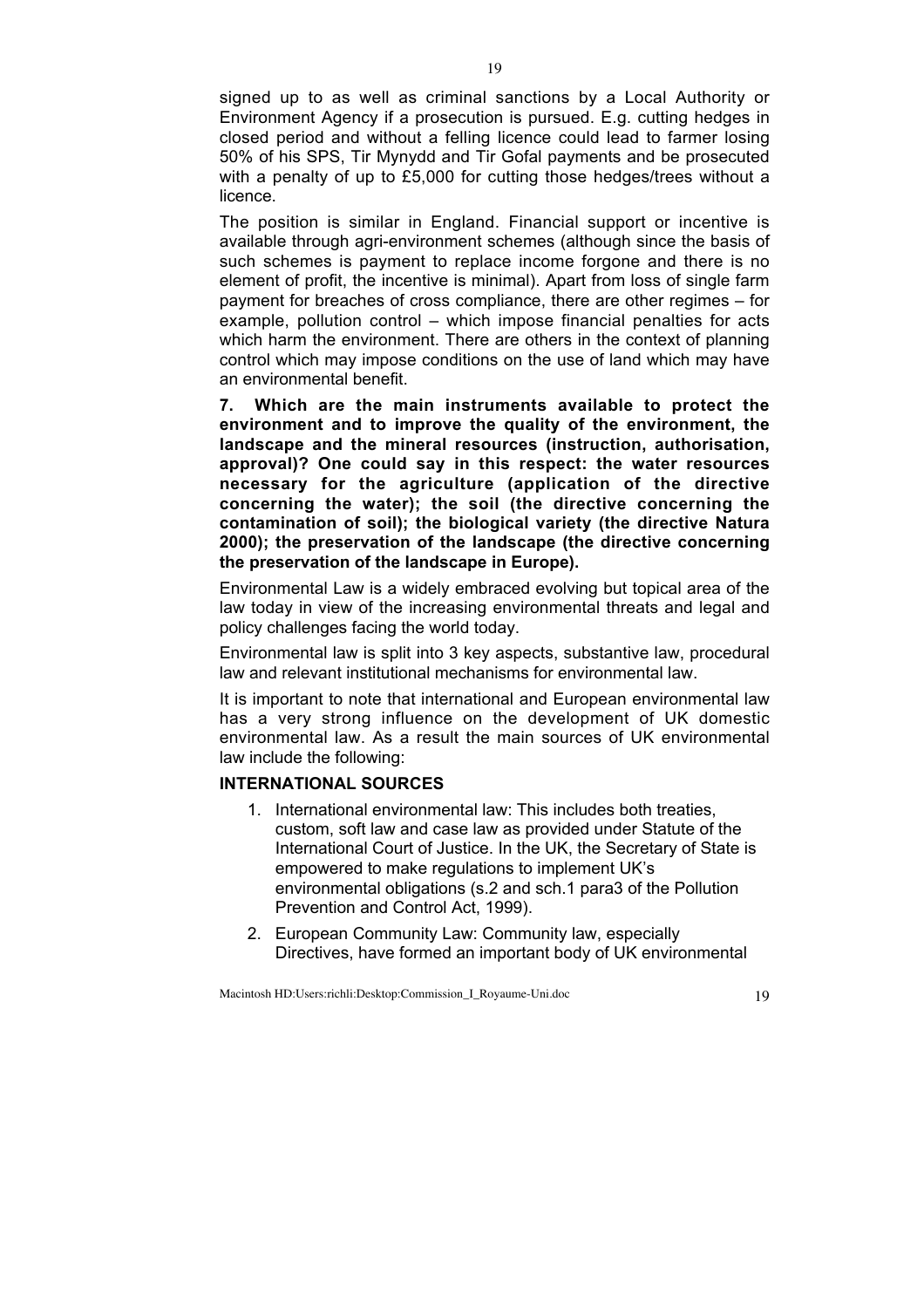signed up to as well as criminal sanctions by a Local Authority or Environment Agency if a prosecution is pursued. E.g. cutting hedges in closed period and without a felling licence could lead to farmer losing 50% of his SPS, Tir Mynydd and Tir Gofal payments and be prosecuted with a penalty of up to £5,000 for cutting those hedges/trees without a licence.

The position is similar in England. Financial support or incentive is available through agri-environment schemes (although since the basis of such schemes is payment to replace income forgone and there is no element of profit, the incentive is minimal). Apart from loss of single farm payment for breaches of cross compliance, there are other regimes – for example, pollution control – which impose financial penalties for acts which harm the environment. There are others in the context of planning control which may impose conditions on the use of land which may have an environmental benefit.

**7. Which are the main instruments available to protect the environment and to improve the quality of the environment, the landscape and the mineral resources (instruction, authorisation, approval)? One could say in this respect: the water resources necessary for the agriculture (application of the directive concerning the water); the soil (the directive concerning the contamination of soil); the biological variety (the directive Natura 2000); the preservation of the landscape (the directive concerning the preservation of the landscape in Europe).**

Environmental Law is a widely embraced evolving but topical area of the law today in view of the increasing environmental threats and legal and policy challenges facing the world today.

Environmental law is split into 3 key aspects, substantive law, procedural law and relevant institutional mechanisms for environmental law.

It is important to note that international and European environmental law has a very strong influence on the development of UK domestic environmental law. As a result the main sources of UK environmental law include the following:

**INTERNATIONAL SOURCES**

1. International environmental law: This includes both treaties, custom, soft law and case law as provided under Statute of the International Court of Justice. In the UK, the Secretary of State is empowered to make regulations to implement UK's environmental obligations (s.2 and sch.1 para3 of the Pollution Prevention and Control Act, 1999).
2. European Community Law: Community law, especially Directives, have formed an important body of UK environmental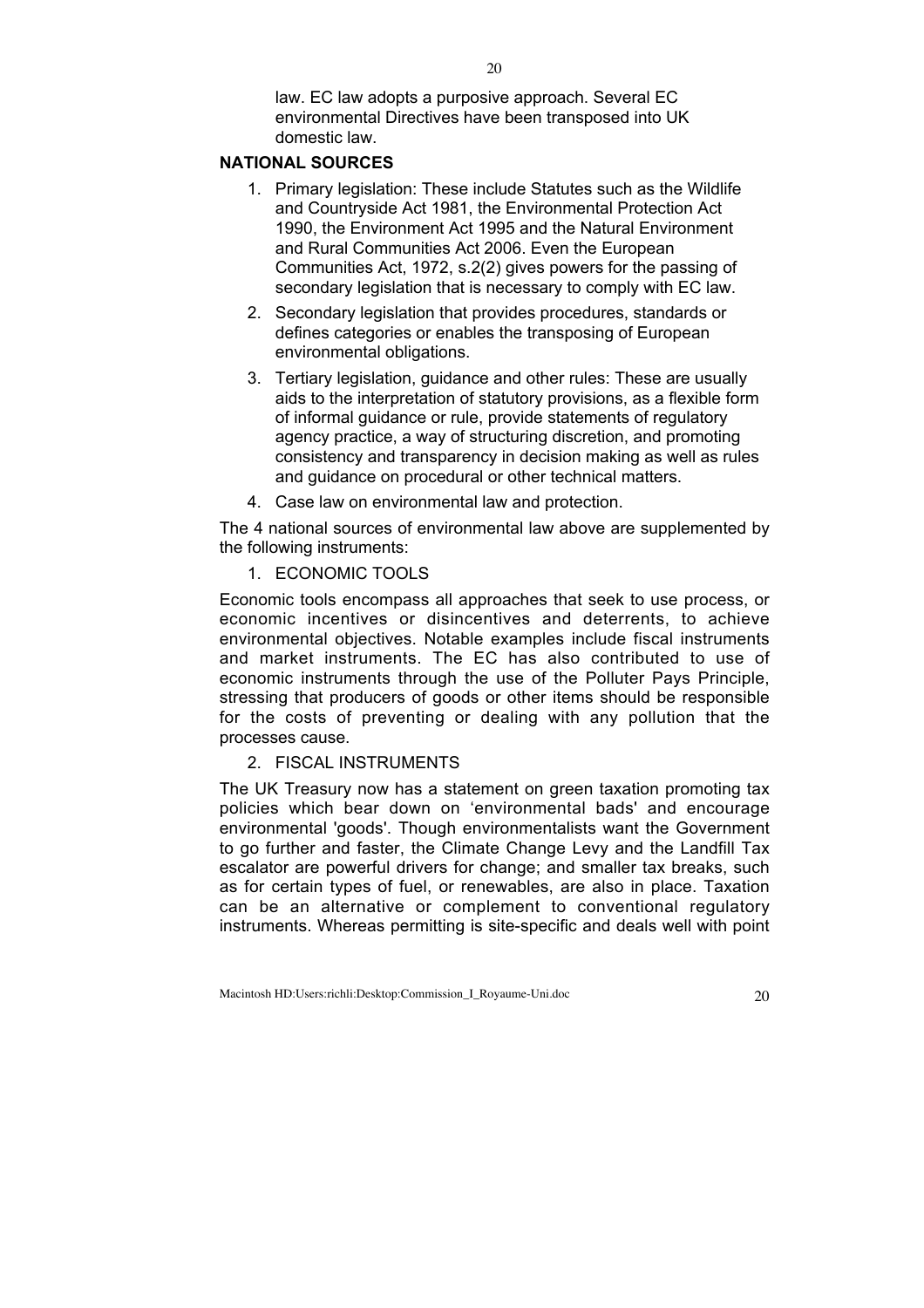law. EC law adopts a purposive approach. Several EC environmental Directives have been transposed into UK domestic law.

**NATIONAL SOURCES**

1. Primary legislation: These include Statutes such as the Wildlife and Countryside Act 1981, the Environmental Protection Act 1990, the Environment Act 1995 and the Natural Environment and Rural Communities Act 2006. Even the European Communities Act, 1972, s.2(2) gives powers for the passing of secondary legislation that is necessary to comply with EC law.
2. Secondary legislation that provides procedures, standards or defines categories or enables the transposing of European environmental obligations.
3. Tertiary legislation, guidance and other rules: These are usually aids to the interpretation of statutory provisions, as a flexible form of informal guidance or rule, provide statements of regulatory agency practice, a way of structuring discretion, and promoting consistency and transparency in decision making as well as rules and guidance on procedural or other technical matters.
4. Case law on environmental law and protection.

The 4 national sources of environmental law above are supplemented by the following instruments:

1. ECONOMIC TOOLS

Economic tools encompass all approaches that seek to use process, or economic incentives or disincentives and deterrents, to achieve environmental objectives. Notable examples include fiscal instruments and market instruments. The EC has also contributed to use of economic instruments through the use of the Polluter Pays Principle, stressing that producers of goods or other items should be responsible for the costs of preventing or dealing with any pollution that the processes cause.

2. FISCAL INSTRUMENTS

The UK Treasury now has a statement on green taxation promoting tax policies which bear down on 'environmental bads' and encourage environmental 'goods'. Though environmentalists want the Government to go further and faster, the Climate Change Levy and the Landfill Tax escalator are powerful drivers for change; and smaller tax breaks, such as for certain types of fuel, or renewables, are also in place. Taxation can be an alternative or complement to conventional regulatory instruments. Whereas permitting is site-specific and deals well with point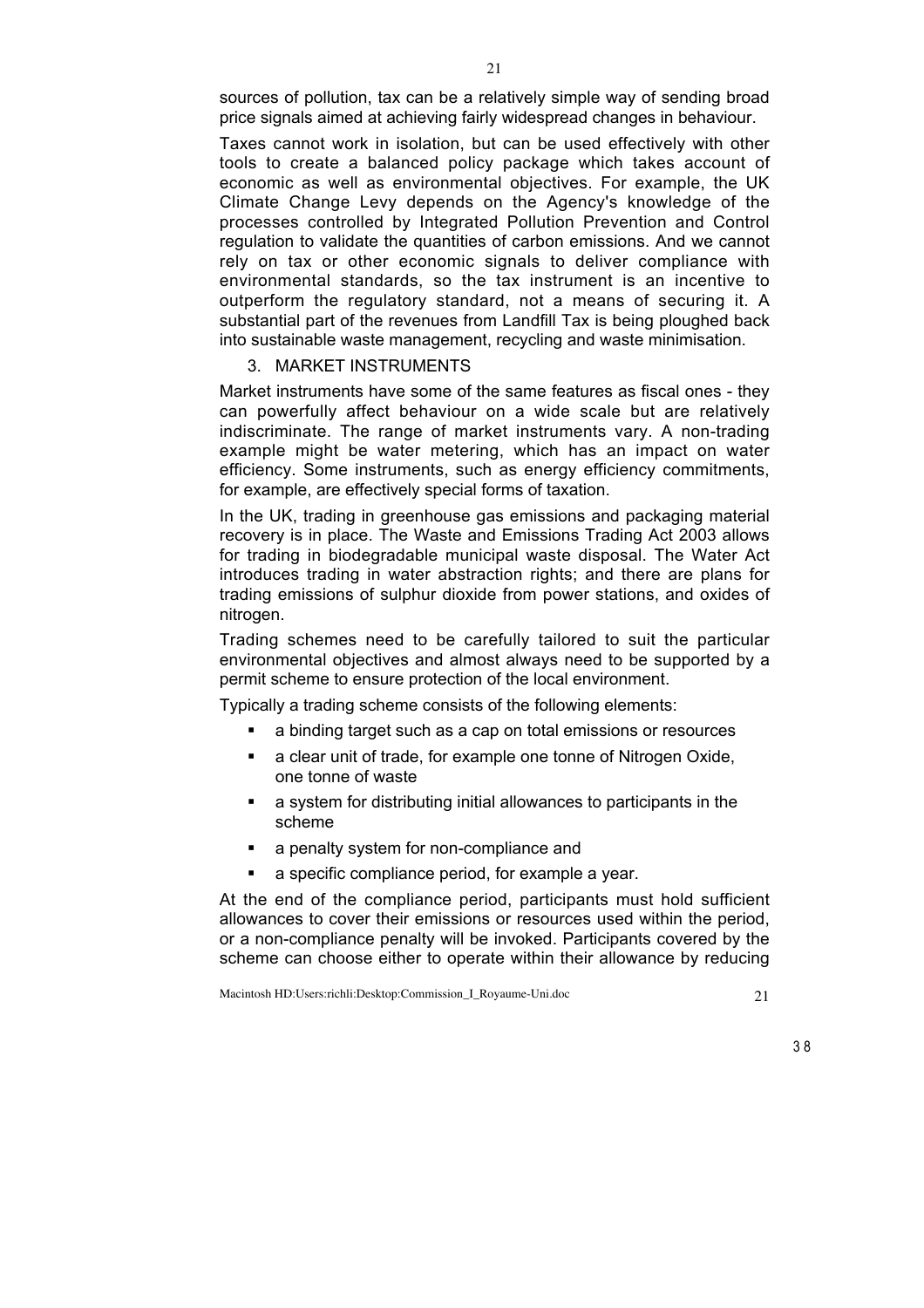sources of pollution, tax can be a relatively simple way of sending broad price signals aimed at achieving fairly widespread changes in behaviour.

Taxes cannot work in isolation, but can be used effectively with other tools to create a balanced policy package which takes account of economic as well as environmental objectives. For example, the UK Climate Change Levy depends on the Agency's knowledge of the processes controlled by Integrated Pollution Prevention and Control regulation to validate the quantities of carbon emissions. And we cannot rely on tax or other economic signals to deliver compliance with environmental standards, so the tax instrument is an incentive to outperform the regulatory standard, not a means of securing it. A substantial part of the revenues from Landfill Tax is being ploughed back into sustainable waste management, recycling and waste minimisation.

3. MARKET INSTRUMENTS

Market instruments have some of the same features as fiscal ones - they can powerfully affect behaviour on a wide scale but are relatively indiscriminate. The range of market instruments vary. A non-trading example might be water metering, which has an impact on water efficiency. Some instruments, such as energy efficiency commitments, for example, are effectively special forms of taxation.

In the UK, trading in greenhouse gas emissions and packaging material recovery is in place. The Waste and Emissions Trading Act 2003 allows for trading in biodegradable municipal waste disposal. The Water Act introduces trading in water abstraction rights; and there are plans for trading emissions of sulphur dioxide from power stations, and oxides of nitrogen.

Trading schemes need to be carefully tailored to suit the particular environmental objectives and almost always need to be supported by a permit scheme to ensure protection of the local environment.

Typically a trading scheme consists of the following elements:

- a binding target such as a cap on total emissions or resources
- a clear unit of trade, for example one tonne of Nitrogen Oxide, one tonne of waste
- a system for distributing initial allowances to participants in the scheme
- a penalty system for non-compliance and
- a specific compliance period, for example a year.

At the end of the compliance period, participants must hold sufficient allowances to cover their emissions or resources used within the period, or a non-compliance penalty will be invoked. Participants covered by the scheme can choose either to operate within their allowance by reducing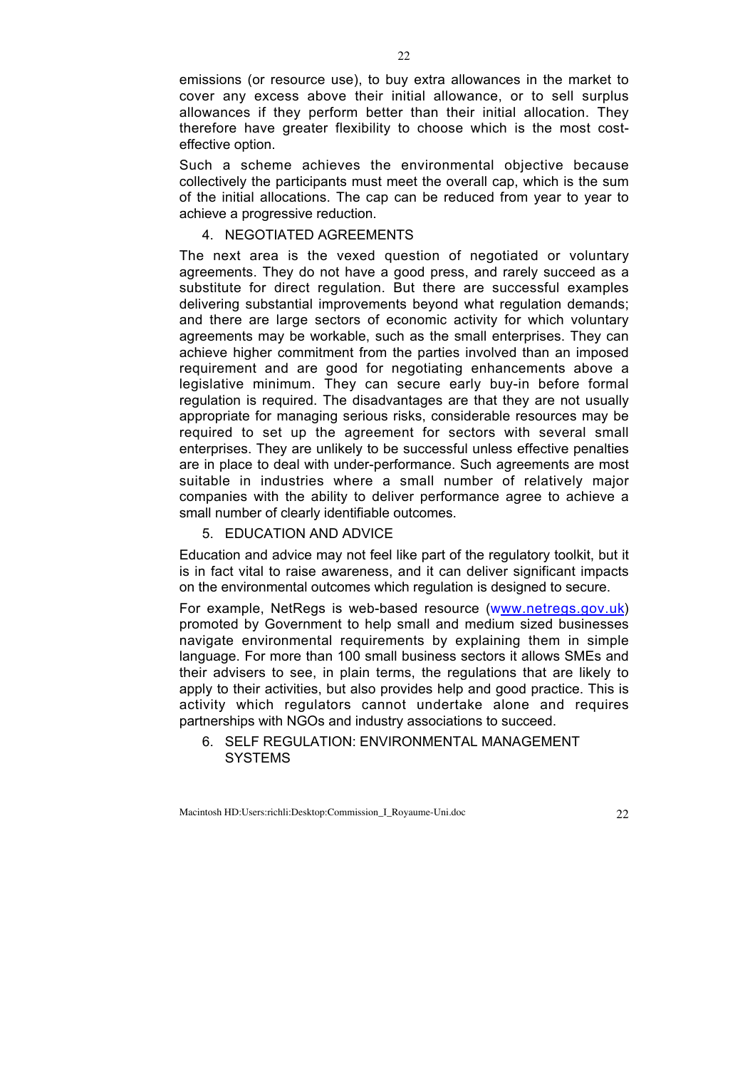emissions (or resource use), to buy extra allowances in the market to cover any excess above their initial allowance, or to sell surplus allowances if they perform better than their initial allocation. They therefore have greater flexibility to choose which is the most cost-effective option.

Such a scheme achieves the environmental objective because collectively the participants must meet the overall cap, which is the sum of the initial allocations. The cap can be reduced from year to year to achieve a progressive reduction.

4. NEGOTIATED AGREEMENTS

The next area is the vexed question of negotiated or voluntary agreements. They do not have a good press, and rarely succeed as a substitute for direct regulation. But there are successful examples delivering substantial improvements beyond what regulation demands; and there are large sectors of economic activity for which voluntary agreements may be workable, such as the small enterprises. They can achieve higher commitment from the parties involved than an imposed requirement and are good for negotiating enhancements above a legislative minimum. They can secure early buy-in before formal regulation is required. The disadvantages are that they are not usually appropriate for managing serious risks, considerable resources may be required to set up the agreement for sectors with several small enterprises. They are unlikely to be successful unless effective penalties are in place to deal with under-performance. Such agreements are most suitable in industries where a small number of relatively major companies with the ability to deliver performance agree to achieve a small number of clearly identifiable outcomes.

5. EDUCATION AND ADVICE

Education and advice may not feel like part of the regulatory toolkit, but it is in fact vital to raise awareness, and it can deliver significant impacts on the environmental outcomes which regulation is designed to secure.

For example, NetRegs is web-based resource (www.netregs.gov.uk) promoted by Government to help small and medium sized businesses navigate environmental requirements by explaining them in simple language. For more than 100 small business sectors it allows SMEs and their advisers to see, in plain terms, the regulations that are likely to apply to their activities, but also provides help and good practice. This is activity which regulators cannot undertake alone and requires partnerships with NGOs and industry associations to succeed.

6. SELF REGULATION: ENVIRONMENTAL MANAGEMENT SYSTEMS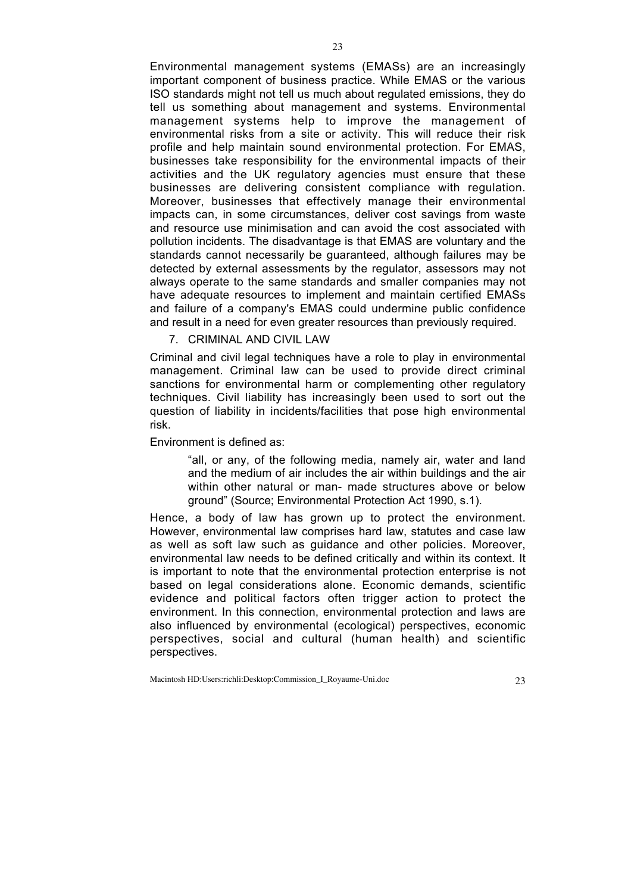Environmental management systems (EMASs) are an increasingly important component of business practice. While EMAS or the various ISO standards might not tell us much about regulated emissions, they do tell us something about management and systems. Environmental management systems help to improve the management of environmental risks from a site or activity. This will reduce their risk profile and help maintain sound environmental protection. For EMAS, businesses take responsibility for the environmental impacts of their activities and the UK regulatory agencies must ensure that these businesses are delivering consistent compliance with regulation. Moreover, businesses that effectively manage their environmental impacts can, in some circumstances, deliver cost savings from waste and resource use minimisation and can avoid the cost associated with pollution incidents. The disadvantage is that EMAS are voluntary and the standards cannot necessarily be guaranteed, although failures may be detected by external assessments by the regulator, assessors may not always operate to the same standards and smaller companies may not have adequate resources to implement and maintain certified EMASs and failure of a company's EMAS could undermine public confidence and result in a need for even greater resources than previously required.

## 7. CRIMINAL AND CIVIL LAW

Criminal and civil legal techniques have a role to play in environmental management. Criminal law can be used to provide direct criminal sanctions for environmental harm or complementing other regulatory techniques. Civil liability has increasingly been used to sort out the question of liability in incidents/facilities that pose high environmental risk.

Environment is defined as:

> "all, or any, of the following media, namely air, water and land and the medium of air includes the air within buildings and the air within other natural or man- made structures above or below ground" (Source; Environmental Protection Act 1990, s.1).

Hence, a body of law has grown up to protect the environment. However, environmental law comprises hard law, statutes and case law as well as soft law such as guidance and other policies. Moreover, environmental law needs to be defined critically and within its context. It is important to note that the environmental protection enterprise is not based on legal considerations alone. Economic demands, scientific evidence and political factors often trigger action to protect the environment. In this connection, environmental protection and laws are also influenced by environmental (ecological) perspectives, economic perspectives, social and cultural (human health) and scientific perspectives.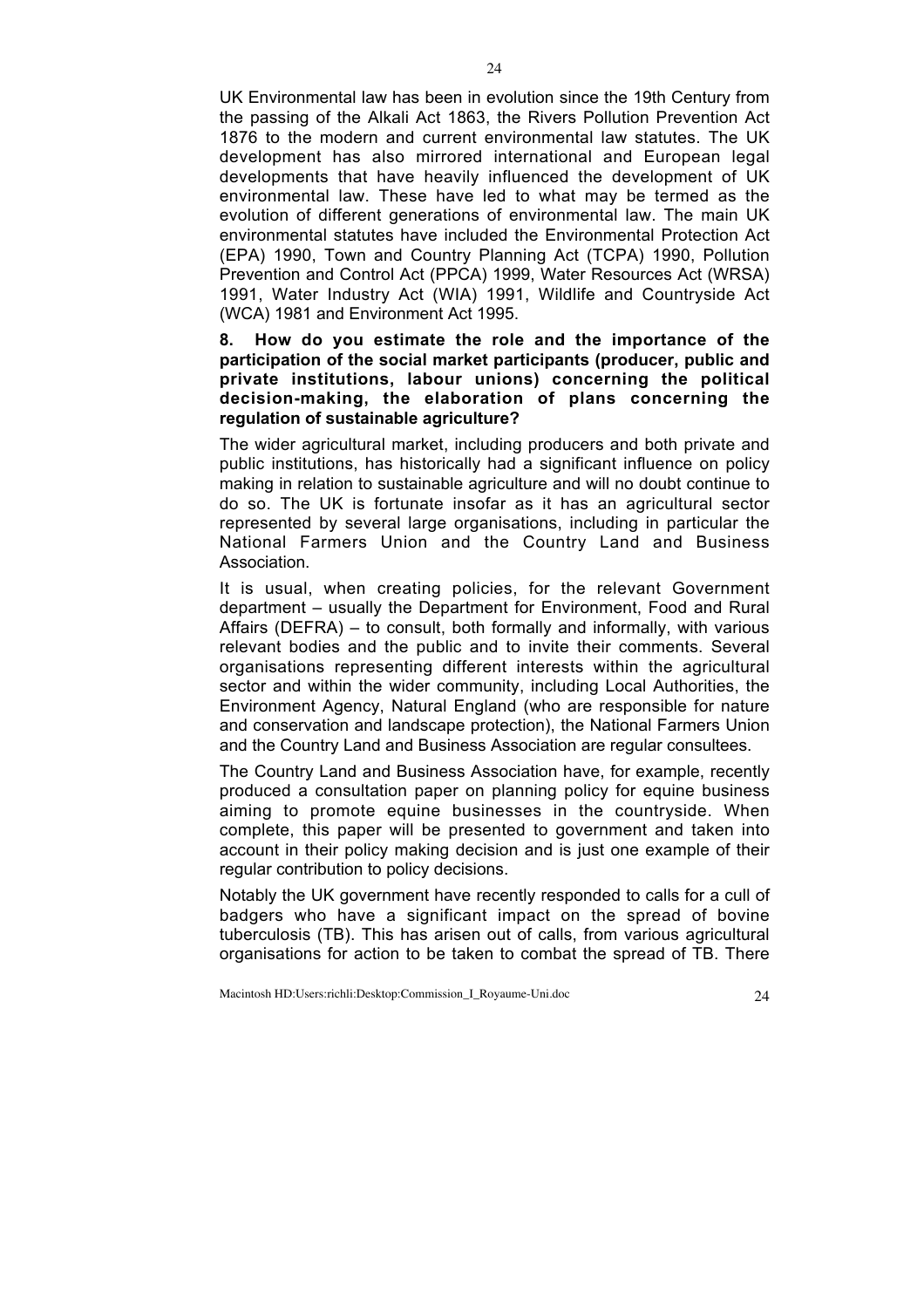UK Environmental law has been in evolution since the 19th Century from the passing of the Alkali Act 1863, the Rivers Pollution Prevention Act 1876 to the modern and current environmental law statutes. The UK development has also mirrored international and European legal developments that have heavily influenced the development of UK environmental law. These have led to what may be termed as the evolution of different generations of environmental law. The main UK environmental statutes have included the Environmental Protection Act (EPA) 1990, Town and Country Planning Act (TCPA) 1990, Pollution Prevention and Control Act (PPCA) 1999, Water Resources Act (WRSA) 1991, Water Industry Act (WIA) 1991, Wildlife and Countryside Act (WCA) 1981 and Environment Act 1995.

**8. How do you estimate the role and the importance of the participation of the social market participants (producer, public and private institutions, labour unions) concerning the political decision-making, the elaboration of plans concerning the regulation of sustainable agriculture?**

The wider agricultural market, including producers and both private and public institutions, has historically had a significant influence on policy making in relation to sustainable agriculture and will no doubt continue to do so. The UK is fortunate insofar as it has an agricultural sector represented by several large organisations, including in particular the National Farmers Union and the Country Land and Business Association.

It is usual, when creating policies, for the relevant Government department – usually the Department for Environment, Food and Rural Affairs (DEFRA) – to consult, both formally and informally, with various relevant bodies and the public and to invite their comments. Several organisations representing different interests within the agricultural sector and within the wider community, including Local Authorities, the Environment Agency, Natural England (who are responsible for nature and conservation and landscape protection), the National Farmers Union and the Country Land and Business Association are regular consultees.

The Country Land and Business Association have, for example, recently produced a consultation paper on planning policy for equine business aiming to promote equine businesses in the countryside. When complete, this paper will be presented to government and taken into account in their policy making decision and is just one example of their regular contribution to policy decisions.

Notably the UK government have recently responded to calls for a cull of badgers who have a significant impact on the spread of bovine tuberculosis (TB). This has arisen out of calls, from various agricultural organisations for action to be taken to combat the spread of TB. There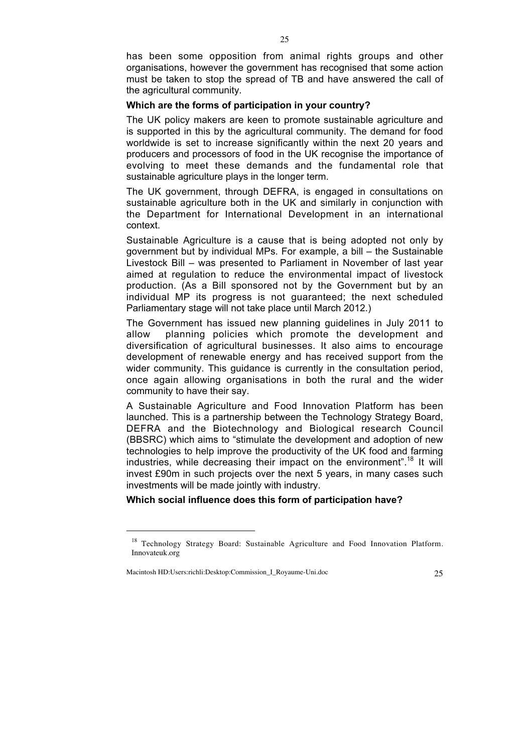has been some opposition from animal rights groups and other organisations, however the government has recognised that some action must be taken to stop the spread of TB and have answered the call of the agricultural community.

**Which are the forms of participation in your country?**

The UK policy makers are keen to promote sustainable agriculture and is supported in this by the agricultural community. The demand for food worldwide is set to increase significantly within the next 20 years and producers and processors of food in the UK recognise the importance of evolving to meet these demands and the fundamental role that sustainable agriculture plays in the longer term.

The UK government, through DEFRA, is engaged in consultations on sustainable agriculture both in the UK and similarly in conjunction with the Department for International Development in an international context.

Sustainable Agriculture is a cause that is being adopted not only by government but by individual MPs. For example, a bill – the Sustainable Livestock Bill – was presented to Parliament in November of last year aimed at regulation to reduce the environmental impact of livestock production. (As a Bill sponsored not by the Government but by an individual MP its progress is not guaranteed; the next scheduled Parliamentary stage will not take place until March 2012.)

The Government has issued new planning guidelines in July 2011 to allow planning policies which promote the development and diversification of agricultural businesses. It also aims to encourage development of renewable energy and has received support from the wider community. This guidance is currently in the consultation period, once again allowing organisations in both the rural and the wider community to have their say.

A Sustainable Agriculture and Food Innovation Platform has been launched. This is a partnership between the Technology Strategy Board, DEFRA and the Biotechnology and Biological research Council (BBSRC) which aims to "stimulate the development and adoption of new technologies to help improve the productivity of the UK food and farming industries, while decreasing their impact on the environment".[18] It will invest £90m in such projects over the next 5 years, in many cases such investments will be made jointly with industry.

**Which social influence does this form of participation have?**

---

[18] Technology Strategy Board: Sustainable Agriculture and Food Innovation Platform. Innovateuk.org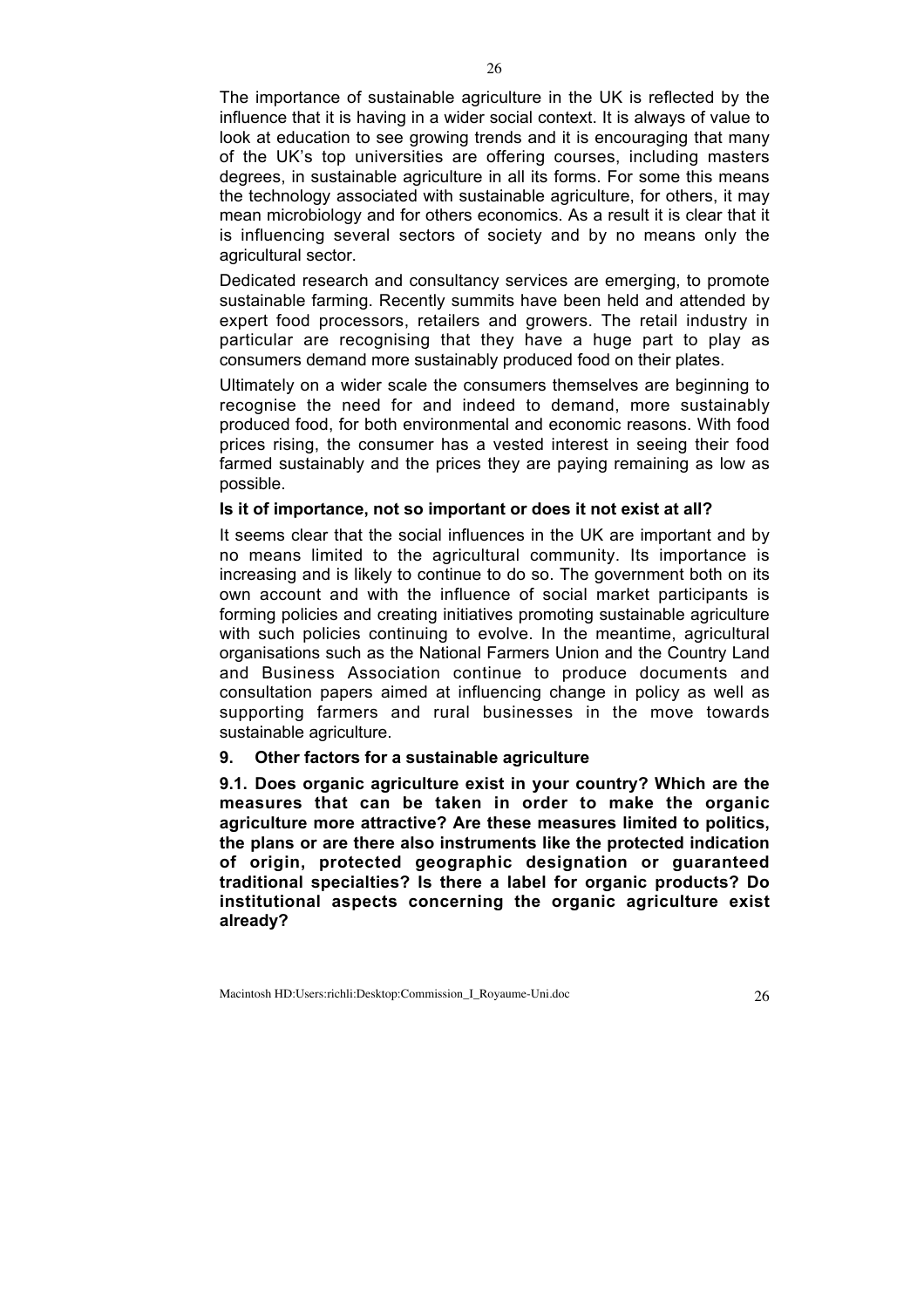The importance of sustainable agriculture in the UK is reflected by the influence that it is having in a wider social context. It is always of value to look at education to see growing trends and it is encouraging that many of the UK's top universities are offering courses, including masters degrees, in sustainable agriculture in all its forms. For some this means the technology associated with sustainable agriculture, for others, it may mean microbiology and for others economics. As a result it is clear that it is influencing several sectors of society and by no means only the agricultural sector.

Dedicated research and consultancy services are emerging, to promote sustainable farming. Recently summits have been held and attended by expert food processors, retailers and growers. The retail industry in particular are recognising that they have a huge part to play as consumers demand more sustainably produced food on their plates.

Ultimately on a wider scale the consumers themselves are beginning to recognise the need for and indeed to demand, more sustainably produced food, for both environmental and economic reasons. With food prices rising, the consumer has a vested interest in seeing their food farmed sustainably and the prices they are paying remaining as low as possible.

**Is it of importance, not so important or does it not exist at all?**

It seems clear that the social influences in the UK are important and by no means limited to the agricultural community. Its importance is increasing and is likely to continue to do so. The government both on its own account and with the influence of social market participants is forming policies and creating initiatives promoting sustainable agriculture with such policies continuing to evolve. In the meantime, agricultural organisations such as the National Farmers Union and the Country Land and Business Association continue to produce documents and consultation papers aimed at influencing change in policy as well as supporting farmers and rural businesses in the move towards sustainable agriculture.

## 9. Other factors for a sustainable agriculture

**9.1. Does organic agriculture exist in your country? Which are the measures that can be taken in order to make the organic agriculture more attractive? Are these measures limited to politics, the plans or are there also instruments like the protected indication of origin, protected geographic designation or guaranteed traditional specialties? Is there a label for organic products? Do institutional aspects concerning the organic agriculture exist already?**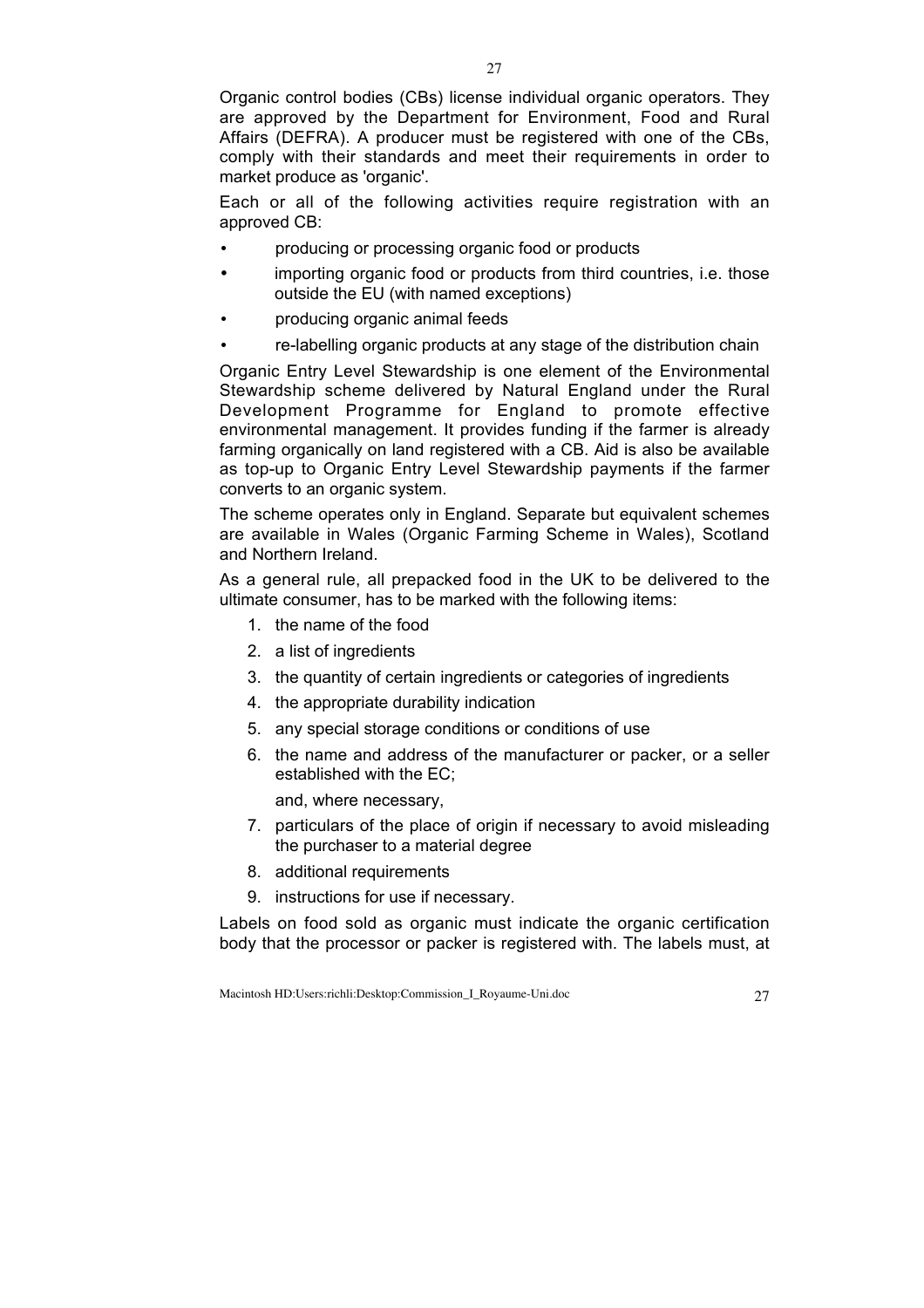Organic control bodies (CBs) license individual organic operators. They are approved by the Department for Environment, Food and Rural Affairs (DEFRA). A producer must be registered with one of the CBs, comply with their standards and meet their requirements in order to market produce as 'organic'.

Each or all of the following activities require registration with an approved CB:

- producing or processing organic food or products
- importing organic food or products from third countries, i.e. those outside the EU (with named exceptions)
- producing organic animal feeds
- re-labelling organic products at any stage of the distribution chain

Organic Entry Level Stewardship is one element of the Environmental Stewardship scheme delivered by Natural England under the Rural Development Programme for England to promote effective environmental management. It provides funding if the farmer is already farming organically on land registered with a CB. Aid is also be available as top-up to Organic Entry Level Stewardship payments if the farmer converts to an organic system.

The scheme operates only in England. Separate but equivalent schemes are available in Wales (Organic Farming Scheme in Wales), Scotland and Northern Ireland.

As a general rule, all prepacked food in the UK to be delivered to the ultimate consumer, has to be marked with the following items:

1. the name of the food
2. a list of ingredients
3. the quantity of certain ingredients or categories of ingredients
4. the appropriate durability indication
5. any special storage conditions or conditions of use
6. the name and address of the manufacturer or packer, or a seller established with the EC;

   and, where necessary,

7. particulars of the place of origin if necessary to avoid misleading the purchaser to a material degree
8. additional requirements
9. instructions for use if necessary.

Labels on food sold as organic must indicate the organic certification body that the processor or packer is registered with. The labels must, at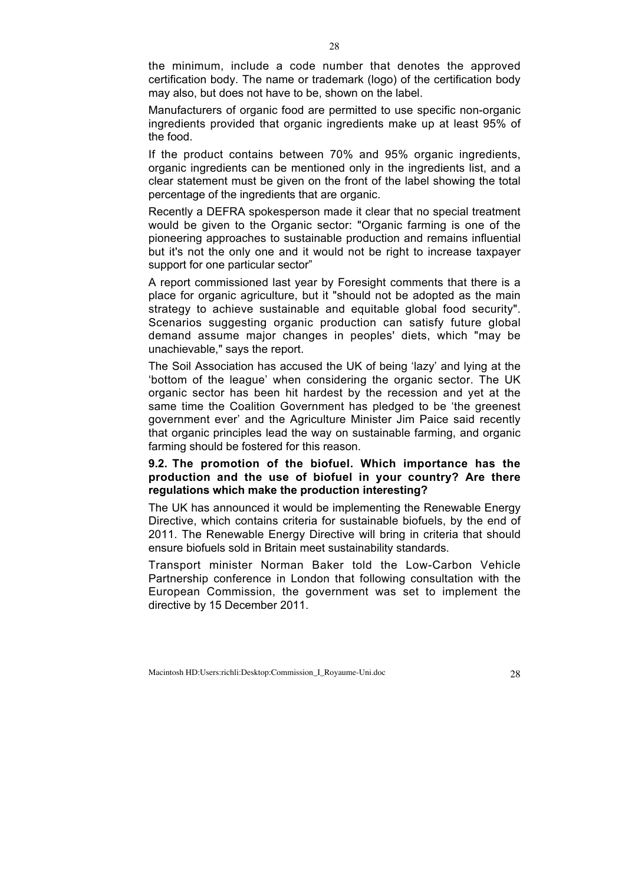the minimum, include a code number that denotes the approved certification body. The name or trademark (logo) of the certification body may also, but does not have to be, shown on the label.

Manufacturers of organic food are permitted to use specific non-organic ingredients provided that organic ingredients make up at least 95% of the food.

If the product contains between 70% and 95% organic ingredients, organic ingredients can be mentioned only in the ingredients list, and a clear statement must be given on the front of the label showing the total percentage of the ingredients that are organic.

Recently a DEFRA spokesperson made it clear that no special treatment would be given to the Organic sector: "Organic farming is one of the pioneering approaches to sustainable production and remains influential but it's not the only one and it would not be right to increase taxpayer support for one particular sector"

A report commissioned last year by Foresight comments that there is a place for organic agriculture, but it "should not be adopted as the main strategy to achieve sustainable and equitable global food security". Scenarios suggesting organic production can satisfy future global demand assume major changes in peoples' diets, which "may be unachievable," says the report.

The Soil Association has accused the UK of being 'lazy' and lying at the 'bottom of the league' when considering the organic sector. The UK organic sector has been hit hardest by the recession and yet at the same time the Coalition Government has pledged to be 'the greenest government ever' and the Agriculture Minister Jim Paice said recently that organic principles lead the way on sustainable farming, and organic farming should be fostered for this reason.

**9.2. The promotion of the biofuel. Which importance has the production and the use of biofuel in your country? Are there regulations which make the production interesting?**

The UK has announced it would be implementing the Renewable Energy Directive, which contains criteria for sustainable biofuels, by the end of 2011. The Renewable Energy Directive will bring in criteria that should ensure biofuels sold in Britain meet sustainability standards.

Transport minister Norman Baker told the Low-Carbon Vehicle Partnership conference in London that following consultation with the European Commission, the government was set to implement the directive by 15 December 2011.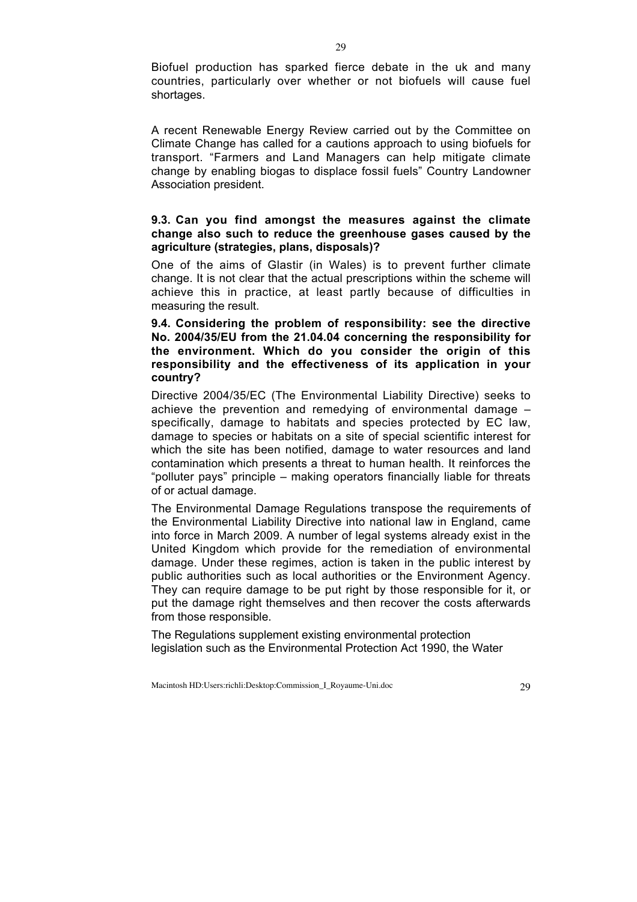Biofuel production has sparked fierce debate in the uk and many countries, particularly over whether or not biofuels will cause fuel shortages.

A recent Renewable Energy Review carried out by the Committee on Climate Change has called for a cautions approach to using biofuels for transport. "Farmers and Land Managers can help mitigate climate change by enabling biogas to displace fossil fuels" Country Landowner Association president.

**9.3. Can you find amongst the measures against the climate change also such to reduce the greenhouse gases caused by the agriculture (strategies, plans, disposals)?**

One of the aims of Glastir (in Wales) is to prevent further climate change. It is not clear that the actual prescriptions within the scheme will achieve this in practice, at least partly because of difficulties in measuring the result.

**9.4. Considering the problem of responsibility: see the directive No. 2004/35/EU from the 21.04.04 concerning the responsibility for the environment. Which do you consider the origin of this responsibility and the effectiveness of its application in your country?**

Directive 2004/35/EC (The Environmental Liability Directive) seeks to achieve the prevention and remedying of environmental damage – specifically, damage to habitats and species protected by EC law, damage to species or habitats on a site of special scientific interest for which the site has been notified, damage to water resources and land contamination which presents a threat to human health. It reinforces the "polluter pays" principle – making operators financially liable for threats of or actual damage.

The Environmental Damage Regulations transpose the requirements of the Environmental Liability Directive into national law in England, came into force in March 2009. A number of legal systems already exist in the United Kingdom which provide for the remediation of environmental damage. Under these regimes, action is taken in the public interest by public authorities such as local authorities or the Environment Agency. They can require damage to be put right by those responsible for it, or put the damage right themselves and then recover the costs afterwards from those responsible.

The Regulations supplement existing environmental protection legislation such as the Environmental Protection Act 1990, the Water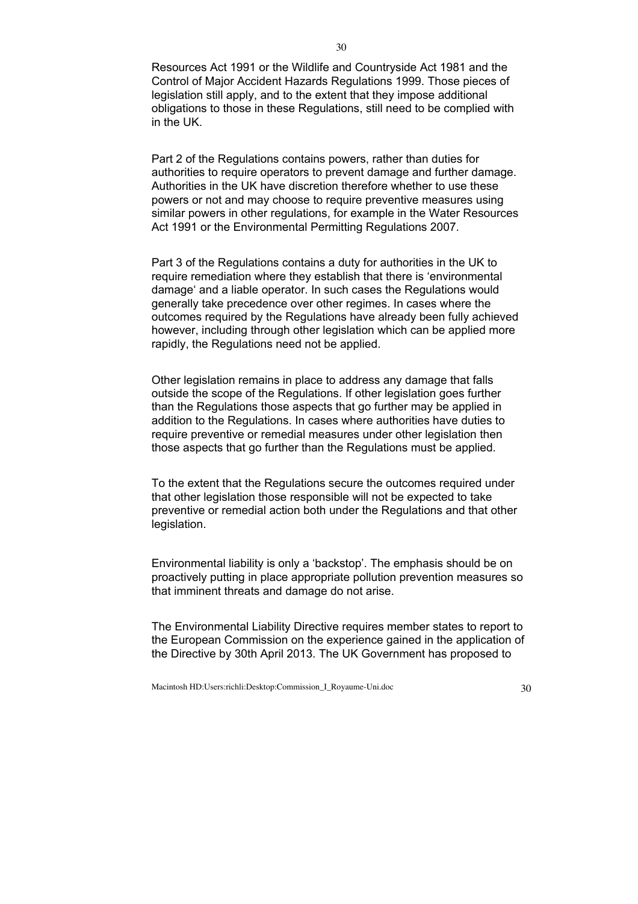Resources Act 1991 or the Wildlife and Countryside Act 1981 and the Control of Major Accident Hazards Regulations 1999. Those pieces of legislation still apply, and to the extent that they impose additional obligations to those in these Regulations, still need to be complied with in the UK.

Part 2 of the Regulations contains powers, rather than duties for authorities to require operators to prevent damage and further damage. Authorities in the UK have discretion therefore whether to use these powers or not and may choose to require preventive measures using similar powers in other regulations, for example in the Water Resources Act 1991 or the Environmental Permitting Regulations 2007.

Part 3 of the Regulations contains a duty for authorities in the UK to require remediation where they establish that there is 'environmental damage' and a liable operator. In such cases the Regulations would generally take precedence over other regimes. In cases where the outcomes required by the Regulations have already been fully achieved however, including through other legislation which can be applied more rapidly, the Regulations need not be applied.

Other legislation remains in place to address any damage that falls outside the scope of the Regulations. If other legislation goes further than the Regulations those aspects that go further may be applied in addition to the Regulations. In cases where authorities have duties to require preventive or remedial measures under other legislation then those aspects that go further than the Regulations must be applied.

To the extent that the Regulations secure the outcomes required under that other legislation those responsible will not be expected to take preventive or remedial action both under the Regulations and that other legislation.

Environmental liability is only a 'backstop'. The emphasis should be on proactively putting in place appropriate pollution prevention measures so that imminent threats and damage do not arise.

The Environmental Liability Directive requires member states to report to the European Commission on the experience gained in the application of the Directive by 30th April 2013. The UK Government has proposed to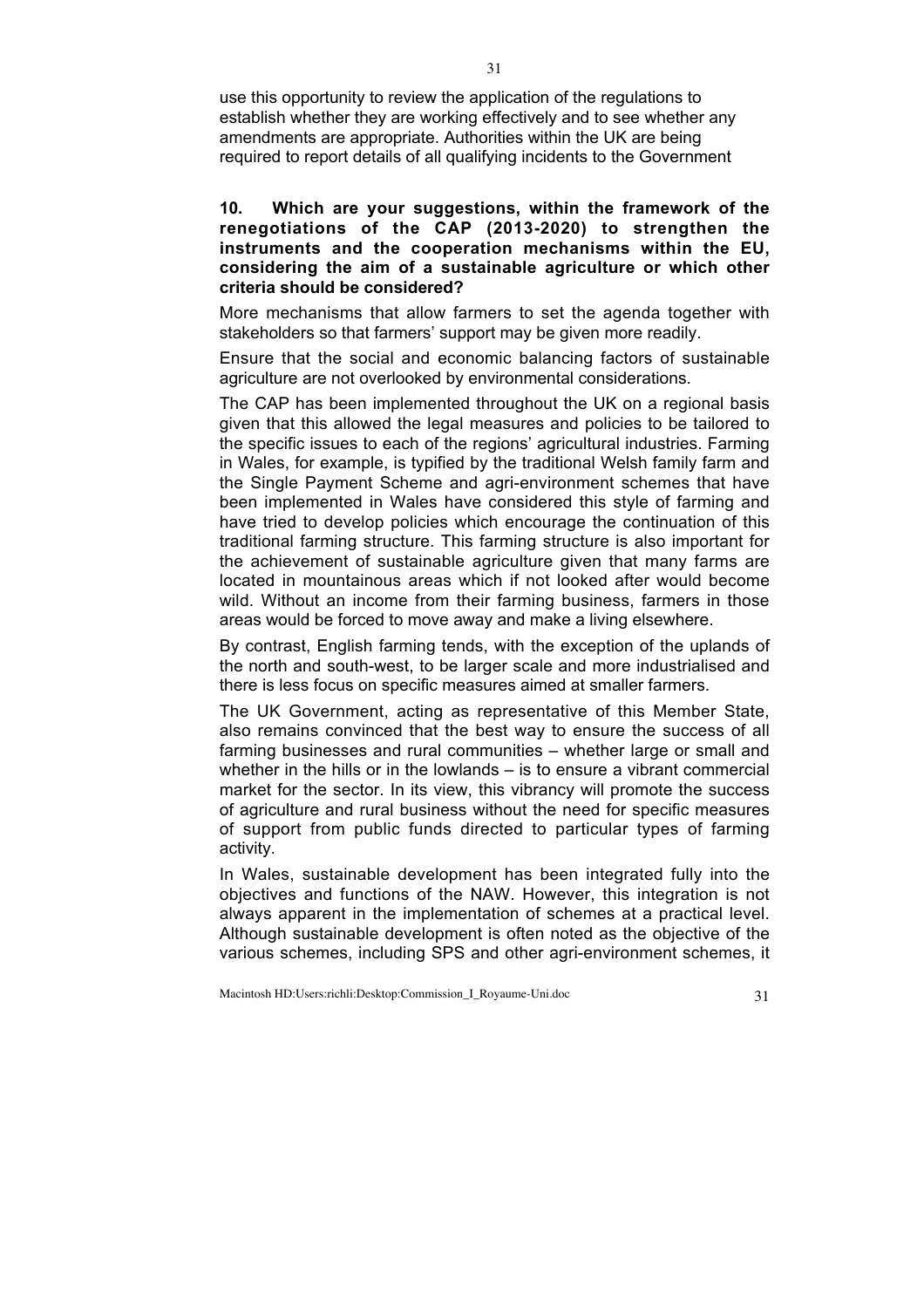use this opportunity to review the application of the regulations to establish whether they are working effectively and to see whether any amendments are appropriate. Authorities within the UK are being required to report details of all qualifying incidents to the Government

**10. Which are your suggestions, within the framework of the renegotiations of the CAP (2013-2020) to strengthen the instruments and the cooperation mechanisms within the EU, considering the aim of a sustainable agriculture or which other criteria should be considered?**

More mechanisms that allow farmers to set the agenda together with stakeholders so that farmers' support may be given more readily.

Ensure that the social and economic balancing factors of sustainable agriculture are not overlooked by environmental considerations.

The CAP has been implemented throughout the UK on a regional basis given that this allowed the legal measures and policies to be tailored to the specific issues to each of the regions' agricultural industries. Farming in Wales, for example, is typified by the traditional Welsh family farm and the Single Payment Scheme and agri-environment schemes that have been implemented in Wales have considered this style of farming and have tried to develop policies which encourage the continuation of this traditional farming structure. This farming structure is also important for the achievement of sustainable agriculture given that many farms are located in mountainous areas which if not looked after would become wild. Without an income from their farming business, farmers in those areas would be forced to move away and make a living elsewhere.

By contrast, English farming tends, with the exception of the uplands of the north and south-west, to be larger scale and more industrialised and there is less focus on specific measures aimed at smaller farmers.

The UK Government, acting as representative of this Member State, also remains convinced that the best way to ensure the success of all farming businesses and rural communities – whether large or small and whether in the hills or in the lowlands – is to ensure a vibrant commercial market for the sector. In its view, this vibrancy will promote the success of agriculture and rural business without the need for specific measures of support from public funds directed to particular types of farming activity.

In Wales, sustainable development has been integrated fully into the objectives and functions of the NAW. However, this integration is not always apparent in the implementation of schemes at a practical level. Although sustainable development is often noted as the objective of the various schemes, including SPS and other agri-environment schemes, it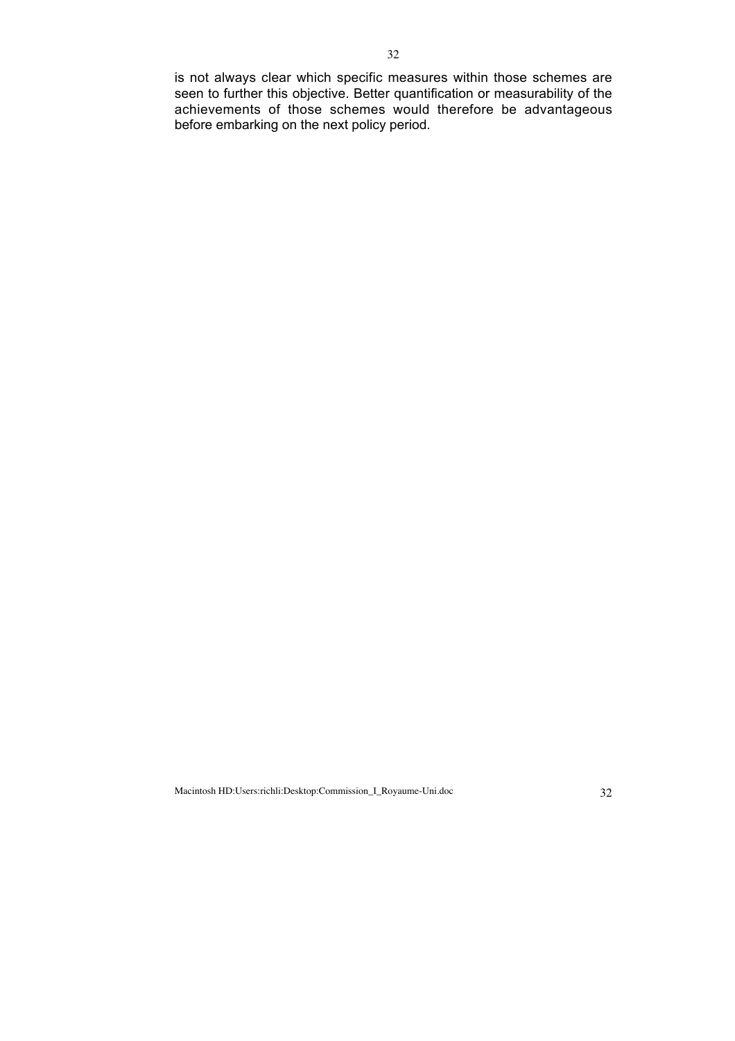is not always clear which specific measures within those schemes are seen to further this objective. Better quantification or measurability of the achievements of those schemes would therefore be advantageous before embarking on the next policy period.